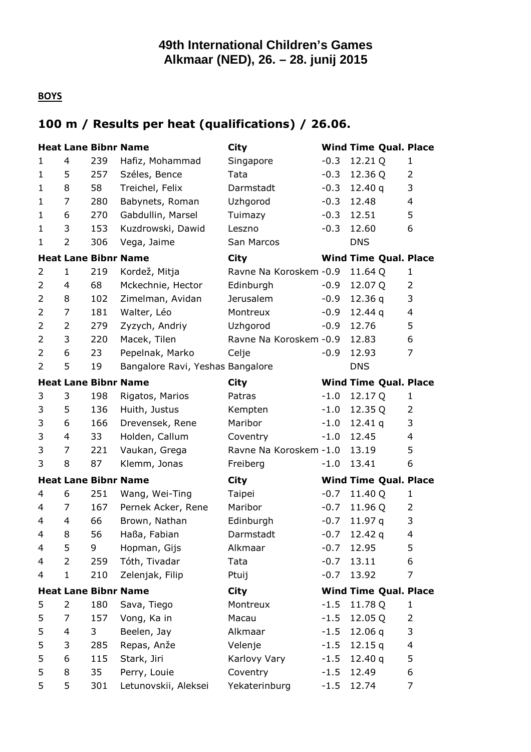# 49th International Children's Games
# Alkmaar (NED), 26. – 28. junij 2015

**BOYS**

## 100 m / Results per heat (qualifications) / 26.06.

| Heat | Lane | Bibnr | Name | City | Wind | Time | Qual. | Place |
|---|---|---|---|---|---|---|---|---|
| 1 | 4 | 239 | Hafiz, Mohammad | Singapore | -0.3 | 12.21 | Q | 1 |
| 1 | 5 | 257 | Széles, Bence | Tata | -0.3 | 12.36 | Q | 2 |
| 1 | 8 | 58 | Treichel, Felix | Darmstadt | -0.3 | 12.40 | q | 3 |
| 1 | 7 | 280 | Babynets, Roman | Uzhgorod | -0.3 | 12.48 | | 4 |
| 1 | 6 | 270 | Gabdullin, Marsel | Tuimazy | -0.3 | 12.51 | | 5 |
| 1 | 3 | 153 | Kuzdrowski, Dawid | Leszno | -0.3 | 12.60 | | 6 |
| 1 | 2 | 306 | Vega, Jaime | San Marcos | | DNS | | |

| Heat | Lane | Bibnr | Name | City | Wind | Time | Qual. | Place |
|---|---|---|---|---|---|---|---|---|
| 2 | 1 | 219 | Kordež, Mitja | Ravne Na Koroskem | -0.9 | 11.64 | Q | 1 |
| 2 | 4 | 68 | Mckechnie, Hector | Edinburgh | -0.9 | 12.07 | Q | 2 |
| 2 | 8 | 102 | Zimelman, Avidan | Jerusalem | -0.9 | 12.36 | q | 3 |
| 2 | 7 | 181 | Walter, Léo | Montreux | -0.9 | 12.44 | q | 4 |
| 2 | 2 | 279 | Zyzych, Andriy | Uzhgorod | -0.9 | 12.76 | | 5 |
| 2 | 3 | 220 | Macek, Tilen | Ravne Na Koroskem | -0.9 | 12.83 | | 6 |
| 2 | 6 | 23 | Pepelnak, Marko | Celje | -0.9 | 12.93 | | 7 |
| 2 | 5 | 19 | Bangalore Ravi, Yeshas | Bangalore | | DNS | | |

| Heat | Lane | Bibnr | Name | City | Wind | Time | Qual. | Place |
|---|---|---|---|---|---|---|---|---|
| 3 | 3 | 198 | Rigatos, Marios | Patras | -1.0 | 12.17 | Q | 1 |
| 3 | 5 | 136 | Huith, Justus | Kempten | -1.0 | 12.35 | Q | 2 |
| 3 | 6 | 166 | Drevensek, Rene | Maribor | -1.0 | 12.41 | q | 3 |
| 3 | 4 | 33 | Holden, Callum | Coventry | -1.0 | 12.45 | | 4 |
| 3 | 7 | 221 | Vaukan, Grega | Ravne Na Koroskem | -1.0 | 13.19 | | 5 |
| 3 | 8 | 87 | Klemm, Jonas | Freiberg | -1.0 | 13.41 | | 6 |

| Heat | Lane | Bibnr | Name | City | Wind | Time | Qual. | Place |
|---|---|---|---|---|---|---|---|---|
| 4 | 6 | 251 | Wang, Wei-Ting | Taipei | -0.7 | 11.40 | Q | 1 |
| 4 | 7 | 167 | Pernek Acker, Rene | Maribor | -0.7 | 11.96 | Q | 2 |
| 4 | 4 | 66 | Brown, Nathan | Edinburgh | -0.7 | 11.97 | q | 3 |
| 4 | 8 | 56 | Haßa, Fabian | Darmstadt | -0.7 | 12.42 | q | 4 |
| 4 | 5 | 9 | Hopman, Gijs | Alkmaar | -0.7 | 12.95 | | 5 |
| 4 | 2 | 259 | Tóth, Tivadar | Tata | -0.7 | 13.11 | | 6 |
| 4 | 1 | 210 | Zelenjak, Filip | Ptuij | -0.7 | 13.92 | | 7 |

| Heat | Lane | Bibnr | Name | City | Wind | Time | Qual. | Place |
|---|---|---|---|---|---|---|---|---|
| 5 | 2 | 180 | Sava, Tiego | Montreux | -1.5 | 11.78 | Q | 1 |
| 5 | 7 | 157 | Vong, Ka in | Macau | -1.5 | 12.05 | Q | 2 |
| 5 | 4 | 3 | Beelen, Jay | Alkmaar | -1.5 | 12.06 | q | 3 |
| 5 | 3 | 285 | Repas, Anže | Velenje | -1.5 | 12.15 | q | 4 |
| 5 | 6 | 115 | Stark, Jiri | Karlovy Vary | -1.5 | 12.40 | q | 5 |
| 5 | 8 | 35 | Perry, Louie | Coventry | -1.5 | 12.49 | | 6 |
| 5 | 5 | 301 | Letunovskii, Aleksei | Yekaterinburg | -1.5 | 12.74 | | 7 |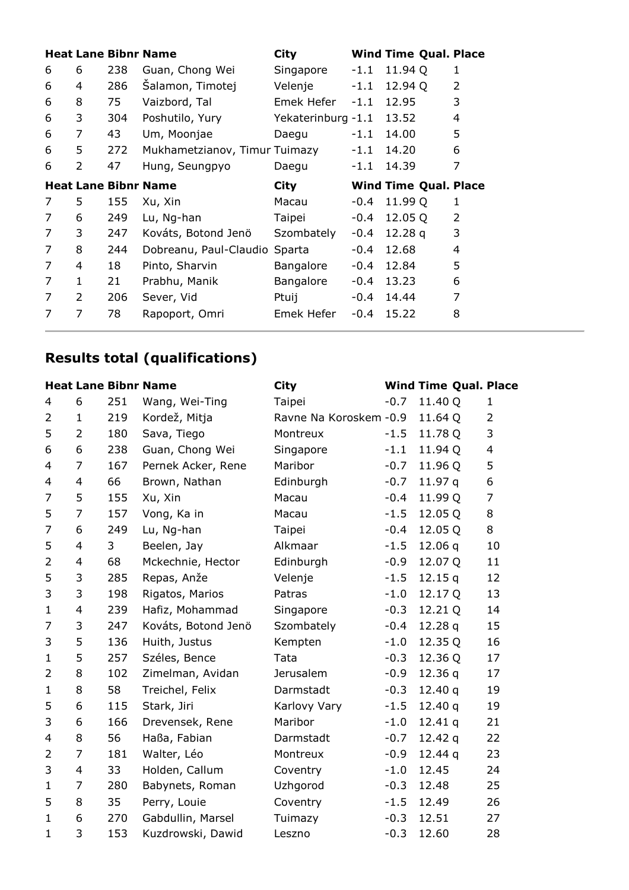| Heat | Lane | Bibnr | Name | City | Wind | Time | Qual. | Place |
|---|---|---|---|---|---|---|---|---|
| 6 | 6 | 238 | Guan, Chong Wei | Singapore | -1.1 | 11.94 | Q | 1 |
| 6 | 4 | 286 | Šalamon, Timotej | Velenje | -1.1 | 12.94 | Q | 2 |
| 6 | 8 | 75 | Vaizbord, Tal | Emek Hefer | -1.1 | 12.95 | | 3 |
| 6 | 3 | 304 | Poshutilo, Yury | Yekaterinburg | -1.1 | 13.52 | | 4 |
| 6 | 7 | 43 | Um, Moonjae | Daegu | -1.1 | 14.00 | | 5 |
| 6 | 5 | 272 | Mukhametzianov, Timur | Tuimazy | -1.1 | 14.20 | | 6 |
| 6 | 2 | 47 | Hung, Seungpyo | Daegu | -1.1 | 14.39 | | 7 |

| Heat | Lane | Bibnr | Name | City | Wind | Time | Qual. | Place |
|---|---|---|---|---|---|---|---|---|
| 7 | 5 | 155 | Xu, Xin | Macau | -0.4 | 11.99 | Q | 1 |
| 7 | 6 | 249 | Lu, Ng-han | Taipei | -0.4 | 12.05 | Q | 2 |
| 7 | 3 | 247 | Kováts, Botond Jenö | Szombately | -0.4 | 12.28 | q | 3 |
| 7 | 8 | 244 | Dobreanu, Paul-Claudio | Sparta | -0.4 | 12.68 | | 4 |
| 7 | 4 | 18 | Pinto, Sharvin | Bangalore | -0.4 | 12.84 | | 5 |
| 7 | 1 | 21 | Prabhu, Manik | Bangalore | -0.4 | 13.23 | | 6 |
| 7 | 2 | 206 | Sever, Vid | Ptuij | -0.4 | 14.44 | | 7 |
| 7 | 7 | 78 | Rapoport, Omri | Emek Hefer | -0.4 | 15.22 | | 8 |

## Results total (qualifications)

| Heat | Lane | Bibnr | Name | City | Wind | Time | Qual. | Place |
|---|---|---|---|---|---|---|---|---|
| 4 | 6 | 251 | Wang, Wei-Ting | Taipei | -0.7 | 11.40 | Q | 1 |
| 2 | 1 | 219 | Kordež, Mitja | Ravne Na Koroskem | -0.9 | 11.64 | Q | 2 |
| 5 | 2 | 180 | Sava, Tiego | Montreux | -1.5 | 11.78 | Q | 3 |
| 6 | 6 | 238 | Guan, Chong Wei | Singapore | -1.1 | 11.94 | Q | 4 |
| 4 | 7 | 167 | Pernek Acker, Rene | Maribor | -0.7 | 11.96 | Q | 5 |
| 4 | 4 | 66 | Brown, Nathan | Edinburgh | -0.7 | 11.97 | q | 6 |
| 7 | 5 | 155 | Xu, Xin | Macau | -0.4 | 11.99 | Q | 7 |
| 5 | 7 | 157 | Vong, Ka in | Macau | -1.5 | 12.05 | Q | 8 |
| 7 | 6 | 249 | Lu, Ng-han | Taipei | -0.4 | 12.05 | Q | 8 |
| 5 | 4 | 3 | Beelen, Jay | Alkmaar | -1.5 | 12.06 | q | 10 |
| 2 | 4 | 68 | Mckechnie, Hector | Edinburgh | -0.9 | 12.07 | Q | 11 |
| 5 | 3 | 285 | Repas, Anže | Velenje | -1.5 | 12.15 | q | 12 |
| 3 | 3 | 198 | Rigatos, Marios | Patras | -1.0 | 12.17 | Q | 13 |
| 1 | 4 | 239 | Hafiz, Mohammad | Singapore | -0.3 | 12.21 | Q | 14 |
| 7 | 3 | 247 | Kováts, Botond Jenö | Szombately | -0.4 | 12.28 | q | 15 |
| 3 | 5 | 136 | Huith, Justus | Kempten | -1.0 | 12.35 | Q | 16 |
| 1 | 5 | 257 | Széles, Bence | Tata | -0.3 | 12.36 | Q | 17 |
| 2 | 8 | 102 | Zimelman, Avidan | Jerusalem | -0.9 | 12.36 | q | 17 |
| 1 | 8 | 58 | Treichel, Felix | Darmstadt | -0.3 | 12.40 | q | 19 |
| 5 | 6 | 115 | Stark, Jiri | Karlovy Vary | -1.5 | 12.40 | q | 19 |
| 3 | 6 | 166 | Drevensek, Rene | Maribor | -1.0 | 12.41 | q | 21 |
| 4 | 8 | 56 | Haßa, Fabian | Darmstadt | -0.7 | 12.42 | q | 22 |
| 2 | 7 | 181 | Walter, Léo | Montreux | -0.9 | 12.44 | q | 23 |
| 3 | 4 | 33 | Holden, Callum | Coventry | -1.0 | 12.45 | | 24 |
| 1 | 7 | 280 | Babynets, Roman | Uzhgorod | -0.3 | 12.48 | | 25 |
| 5 | 8 | 35 | Perry, Louie | Coventry | -1.5 | 12.49 | | 26 |
| 1 | 6 | 270 | Gabdullin, Marsel | Tuimazy | -0.3 | 12.51 | | 27 |
| 1 | 3 | 153 | Kuzdrowski, Dawid | Leszno | -0.3 | 12.60 | | 28 |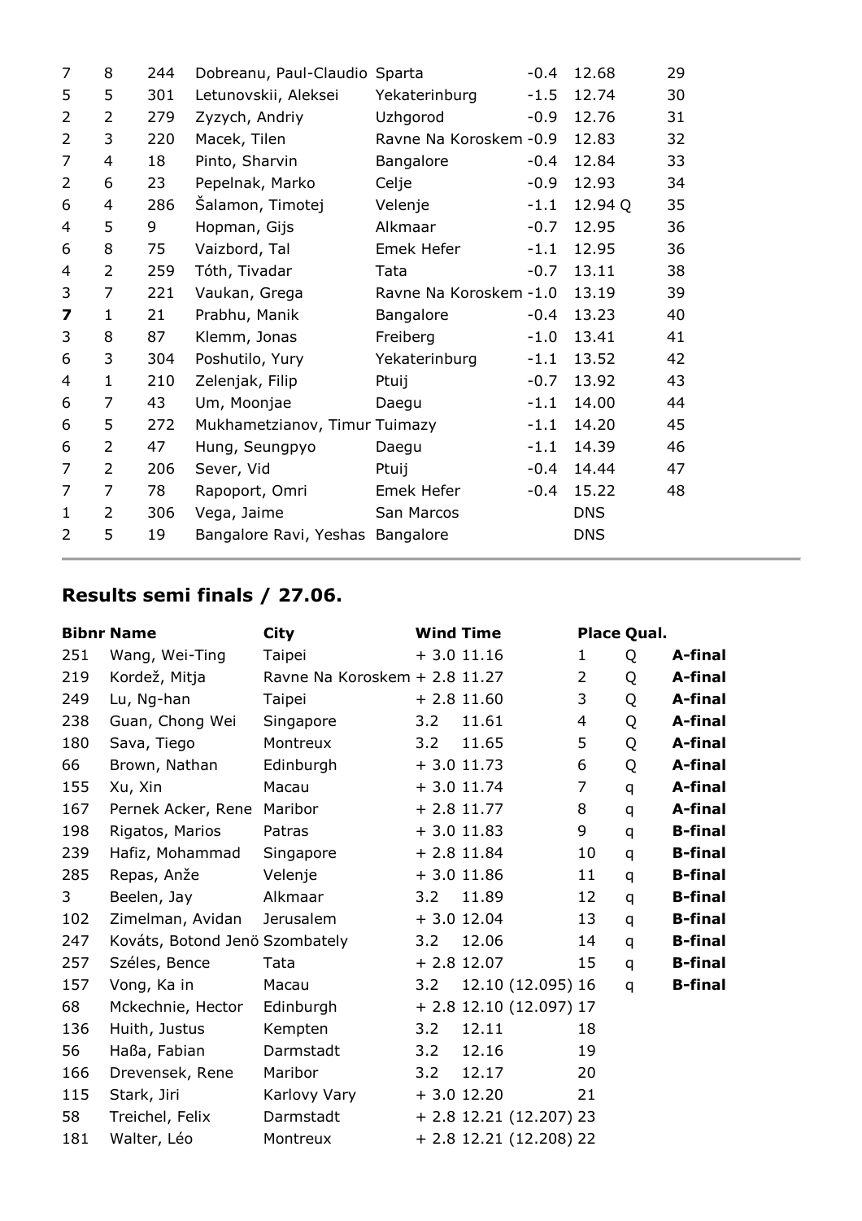| | | | | | | | |
|---|---|---|---|---|---|---|---|
| 7 | 8 | 244 | Dobreanu, Paul-Claudio | Sparta | -0.4 | 12.68 | 29 |
| 5 | 5 | 301 | Letunovskii, Aleksei | Yekaterinburg | -1.5 | 12.74 | 30 |
| 2 | 2 | 279 | Zyzych, Andriy | Uzhgorod | -0.9 | 12.76 | 31 |
| 2 | 3 | 220 | Macek, Tilen | Ravne Na Koroskem | -0.9 | 12.83 | 32 |
| 7 | 4 | 18 | Pinto, Sharvin | Bangalore | -0.4 | 12.84 | 33 |
| 2 | 6 | 23 | Pepelnak, Marko | Celje | -0.9 | 12.93 | 34 |
| 6 | 4 | 286 | Šalamon, Timotej | Velenje | -1.1 | 12.94 Q | 35 |
| 4 | 5 | 9 | Hopman, Gijs | Alkmaar | -0.7 | 12.95 | 36 |
| 6 | 8 | 75 | Vaizbord, Tal | Emek Hefer | -1.1 | 12.95 | 36 |
| 4 | 2 | 259 | Tóth, Tivadar | Tata | -0.7 | 13.11 | 38 |
| 3 | 7 | 221 | Vaukan, Grega | Ravne Na Koroskem | -1.0 | 13.19 | 39 |
| **7** | 1 | 21 | Prabhu, Manik | Bangalore | -0.4 | 13.23 | 40 |
| 3 | 8 | 87 | Klemm, Jonas | Freiberg | -1.0 | 13.41 | 41 |
| 6 | 3 | 304 | Poshutilo, Yury | Yekaterinburg | -1.1 | 13.52 | 42 |
| 4 | 1 | 210 | Zelenjak, Filip | Ptuij | -0.7 | 13.92 | 43 |
| 6 | 7 | 43 | Um, Moonjae | Daegu | -1.1 | 14.00 | 44 |
| 6 | 5 | 272 | Mukhametzianov, Timur | Tuimazy | -1.1 | 14.20 | 45 |
| 6 | 2 | 47 | Hung, Seungpyo | Daegu | -1.1 | 14.39 | 46 |
| 7 | 2 | 206 | Sever, Vid | Ptuij | -0.4 | 14.44 | 47 |
| 7 | 7 | 78 | Rapoport, Omri | Emek Hefer | -0.4 | 15.22 | 48 |
| 1 | 2 | 306 | Vega, Jaime | San Marcos | | DNS | |
| 2 | 5 | 19 | Bangalore Ravi, Yeshas | Bangalore | | DNS | |

## Results semi finals / 27.06.

| Bibnr | Name | City | Wind | Time | Place | Qual. | |
|---|---|---|---|---|---|---|---|
| 251 | Wang, Wei-Ting | Taipei | + 3.0 | 11.16 | 1 | Q | **A-final** |
| 219 | Kordež, Mitja | Ravne Na Koroskem | + 2.8 | 11.27 | 2 | Q | **A-final** |
| 249 | Lu, Ng-han | Taipei | + 2.8 | 11.60 | 3 | Q | **A-final** |
| 238 | Guan, Chong Wei | Singapore | 3.2 | 11.61 | 4 | Q | **A-final** |
| 180 | Sava, Tiego | Montreux | 3.2 | 11.65 | 5 | Q | **A-final** |
| 66 | Brown, Nathan | Edinburgh | + 3.0 | 11.73 | 6 | Q | **A-final** |
| 155 | Xu, Xin | Macau | + 3.0 | 11.74 | 7 | q | **A-final** |
| 167 | Pernek Acker, Rene | Maribor | + 2.8 | 11.77 | 8 | q | **A-final** |
| 198 | Rigatos, Marios | Patras | + 3.0 | 11.83 | 9 | q | **B-final** |
| 239 | Hafiz, Mohammad | Singapore | + 2.8 | 11.84 | 10 | q | **B-final** |
| 285 | Repas, Anže | Velenje | + 3.0 | 11.86 | 11 | q | **B-final** |
| 3 | Beelen, Jay | Alkmaar | 3.2 | 11.89 | 12 | q | **B-final** |
| 102 | Zimelman, Avidan | Jerusalem | + 3.0 | 12.04 | 13 | q | **B-final** |
| 247 | Kováts, Botond Jenö | Szombately | 3.2 | 12.06 | 14 | q | **B-final** |
| 257 | Széles, Bence | Tata | + 2.8 | 12.07 | 15 | q | **B-final** |
| 157 | Vong, Ka in | Macau | 3.2 | 12.10 (12.095) | 16 | q | **B-final** |
| 68 | Mckechnie, Hector | Edinburgh | + 2.8 | 12.10 (12.097) | 17 | | |
| 136 | Huith, Justus | Kempten | 3.2 | 12.11 | 18 | | |
| 56 | Haßa, Fabian | Darmstadt | 3.2 | 12.16 | 19 | | |
| 166 | Drevensek, Rene | Maribor | 3.2 | 12.17 | 20 | | |
| 115 | Stark, Jiri | Karlovy Vary | + 3.0 | 12.20 | 21 | | |
| 58 | Treichel, Felix | Darmstadt | + 2.8 | 12.21 (12.207) | 23 | | |
| 181 | Walter, Léo | Montreux | + 2.8 | 12.21 (12.208) | 22 | | |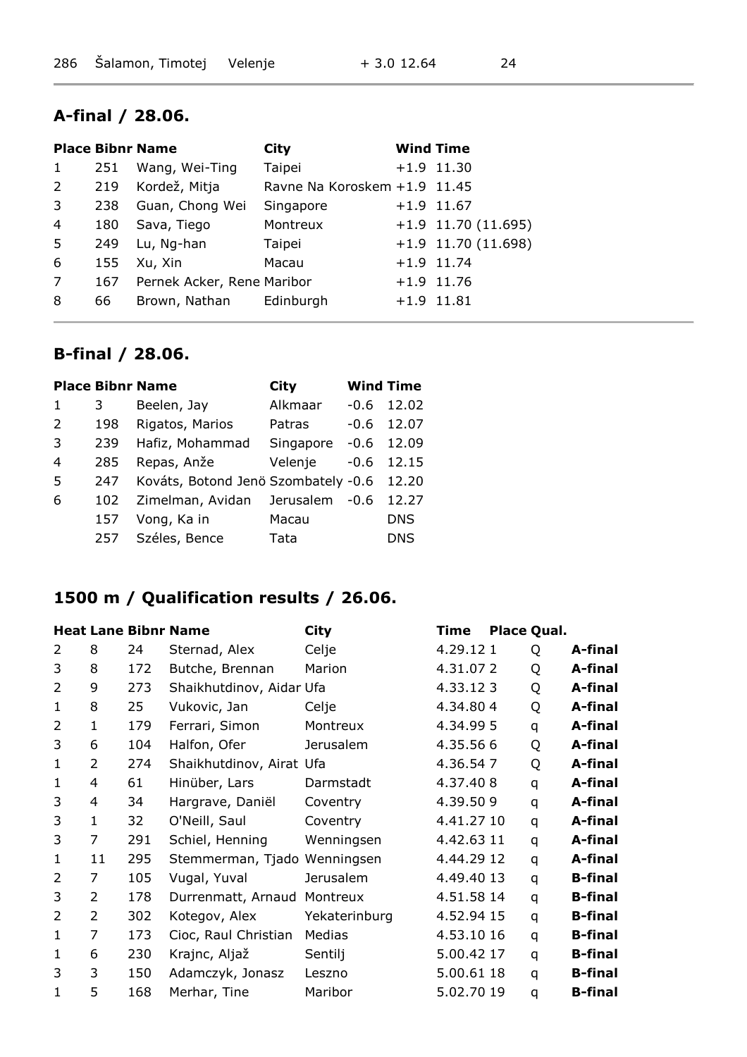| 286 | Šalamon, Timotej | Velenje | + 3.0 | 12.64 | 24 |
|---|---|---|---|---|---|

## A-final / 28.06.

| Place | Bibnr | Name | City | Wind | Time |
|---|---|---|---|---|---|
| 1 | 251 | Wang, Wei-Ting | Taipei | +1.9 | 11.30 |
| 2 | 219 | Kordež, Mitja | Ravne Na Koroskem | +1.9 | 11.45 |
| 3 | 238 | Guan, Chong Wei | Singapore | +1.9 | 11.67 |
| 4 | 180 | Sava, Tiego | Montreux | +1.9 | 11.70 (11.695) |
| 5 | 249 | Lu, Ng-han | Taipei | +1.9 | 11.70 (11.698) |
| 6 | 155 | Xu, Xin | Macau | +1.9 | 11.74 |
| 7 | 167 | Pernek Acker, Rene | Maribor | +1.9 | 11.76 |
| 8 | 66 | Brown, Nathan | Edinburgh | +1.9 | 11.81 |

## B-final / 28.06.

| Place | Bibnr | Name | City | Wind | Time |
|---|---|---|---|---|---|
| 1 | 3 | Beelen, Jay | Alkmaar | -0.6 | 12.02 |
| 2 | 198 | Rigatos, Marios | Patras | -0.6 | 12.07 |
| 3 | 239 | Hafiz, Mohammad | Singapore | -0.6 | 12.09 |
| 4 | 285 | Repas, Anže | Velenje | -0.6 | 12.15 |
| 5 | 247 | Kováts, Botond Jenö | Szombately | -0.6 | 12.20 |
| 6 | 102 | Zimelman, Avidan | Jerusalem | -0.6 | 12.27 |
| | 157 | Vong, Ka in | Macau | | DNS |
| | 257 | Széles, Bence | Tata | | DNS |

## 1500 m / Qualification results / 26.06.

| Heat | Lane | Bibnr | Name | City | Time | Place | Qual. | |
|---|---|---|---|---|---|---|---|---|
| 2 | 8 | 24 | Sternad, Alex | Celje | 4.29.12 | 1 | Q | **A-final** |
| 3 | 8 | 172 | Butche, Brennan | Marion | 4.31.07 | 2 | Q | **A-final** |
| 2 | 9 | 273 | Shaikhutdinov, Aidar | Ufa | 4.33.12 | 3 | Q | **A-final** |
| 1 | 8 | 25 | Vukovic, Jan | Celje | 4.34.80 | 4 | Q | **A-final** |
| 2 | 1 | 179 | Ferrari, Simon | Montreux | 4.34.99 | 5 | q | **A-final** |
| 3 | 6 | 104 | Halfon, Ofer | Jerusalem | 4.35.56 | 6 | Q | **A-final** |
| 1 | 2 | 274 | Shaikhutdinov, Airat | Ufa | 4.36.54 | 7 | Q | **A-final** |
| 1 | 4 | 61 | Hinüber, Lars | Darmstadt | 4.37.40 | 8 | q | **A-final** |
| 3 | 4 | 34 | Hargrave, Daniël | Coventry | 4.39.50 | 9 | q | **A-final** |
| 3 | 1 | 32 | O'Neill, Saul | Coventry | 4.41.27 | 10 | q | **A-final** |
| 3 | 7 | 291 | Schiel, Henning | Wenningsen | 4.42.63 | 11 | q | **A-final** |
| 1 | 11 | 295 | Stemmerman, Tjado | Wenningsen | 4.44.29 | 12 | q | **A-final** |
| 2 | 7 | 105 | Vugal, Yuval | Jerusalem | 4.49.40 | 13 | q | **B-final** |
| 3 | 2 | 178 | Durrenmatt, Arnaud | Montreux | 4.51.58 | 14 | q | **B-final** |
| 2 | 2 | 302 | Kotegov, Alex | Yekaterinburg | 4.52.94 | 15 | q | **B-final** |
| 1 | 7 | 173 | Cioc, Raul Christian | Medias | 4.53.10 | 16 | q | **B-final** |
| 1 | 6 | 230 | Krajnc, Aljaž | Sentilj | 5.00.42 | 17 | q | **B-final** |
| 3 | 3 | 150 | Adamczyk, Jonasz | Leszno | 5.00.61 | 18 | q | **B-final** |
| 1 | 5 | 168 | Merhar, Tine | Maribor | 5.02.70 | 19 | q | **B-final** |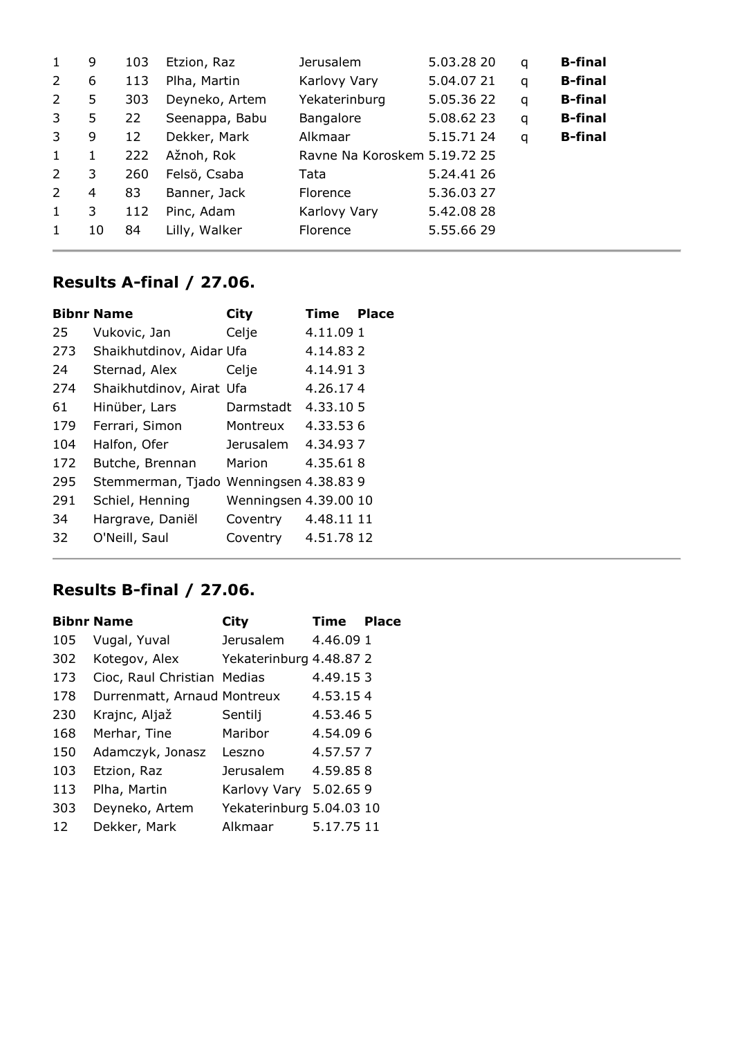| | | | | | | | |
|---|---|---|---|---|---|---|---|
| 1 | 9 | 103 | Etzion, Raz | Jerusalem | 5.03.28 20 | q | **B-final** |
| 2 | 6 | 113 | Plha, Martin | Karlovy Vary | 5.04.07 21 | q | **B-final** |
| 2 | 5 | 303 | Deyneko, Artem | Yekaterinburg | 5.05.36 22 | q | **B-final** |
| 3 | 5 | 22 | Seenappa, Babu | Bangalore | 5.08.62 23 | q | **B-final** |
| 3 | 9 | 12 | Dekker, Mark | Alkmaar | 5.15.71 24 | q | **B-final** |
| 1 | 1 | 222 | Ažnoh, Rok | Ravne Na Koroskem | 5.19.72 25 | | |
| 2 | 3 | 260 | Felsö, Csaba | Tata | 5.24.41 26 | | |
| 2 | 4 | 83 | Banner, Jack | Florence | 5.36.03 27 | | |
| 1 | 3 | 112 | Pinc, Adam | Karlovy Vary | 5.42.08 28 | | |
| 1 | 10 | 84 | Lilly, Walker | Florence | 5.55.66 29 | | |

## Results A-final / 27.06.

| Bibnr | Name | City | Time | Place |
|---|---|---|---|---|
| 25 | Vukovic, Jan | Celje | 4.11.09 | 1 |
| 273 | Shaikhutdinov, Aidar | Ufa | 4.14.83 | 2 |
| 24 | Sternad, Alex | Celje | 4.14.91 | 3 |
| 274 | Shaikhutdinov, Airat | Ufa | 4.26.17 | 4 |
| 61 | Hinüber, Lars | Darmstadt | 4.33.10 | 5 |
| 179 | Ferrari, Simon | Montreux | 4.33.53 | 6 |
| 104 | Halfon, Ofer | Jerusalem | 4.34.93 | 7 |
| 172 | Butche, Brennan | Marion | 4.35.61 | 8 |
| 295 | Stemmerman, Tjado | Wenningsen | 4.38.83 | 9 |
| 291 | Schiel, Henning | Wenningsen | 4.39.00 | 10 |
| 34 | Hargrave, Daniël | Coventry | 4.48.11 | 11 |
| 32 | O'Neill, Saul | Coventry | 4.51.78 | 12 |

## Results B-final / 27.06.

| Bibnr | Name | City | Time | Place |
|---|---|---|---|---|
| 105 | Vugal, Yuval | Jerusalem | 4.46.09 | 1 |
| 302 | Kotegov, Alex | Yekaterinburg | 4.48.87 | 2 |
| 173 | Cioc, Raul Christian | Medias | 4.49.15 | 3 |
| 178 | Durrenmatt, Arnaud | Montreux | 4.53.15 | 4 |
| 230 | Krajnc, Aljaž | Sentilj | 4.53.46 | 5 |
| 168 | Merhar, Tine | Maribor | 4.54.09 | 6 |
| 150 | Adamczyk, Jonasz | Leszno | 4.57.57 | 7 |
| 103 | Etzion, Raz | Jerusalem | 4.59.85 | 8 |
| 113 | Plha, Martin | Karlovy Vary | 5.02.65 | 9 |
| 303 | Deyneko, Artem | Yekaterinburg | 5.04.03 | 10 |
| 12 | Dekker, Mark | Alkmaar | 5.17.75 | 11 |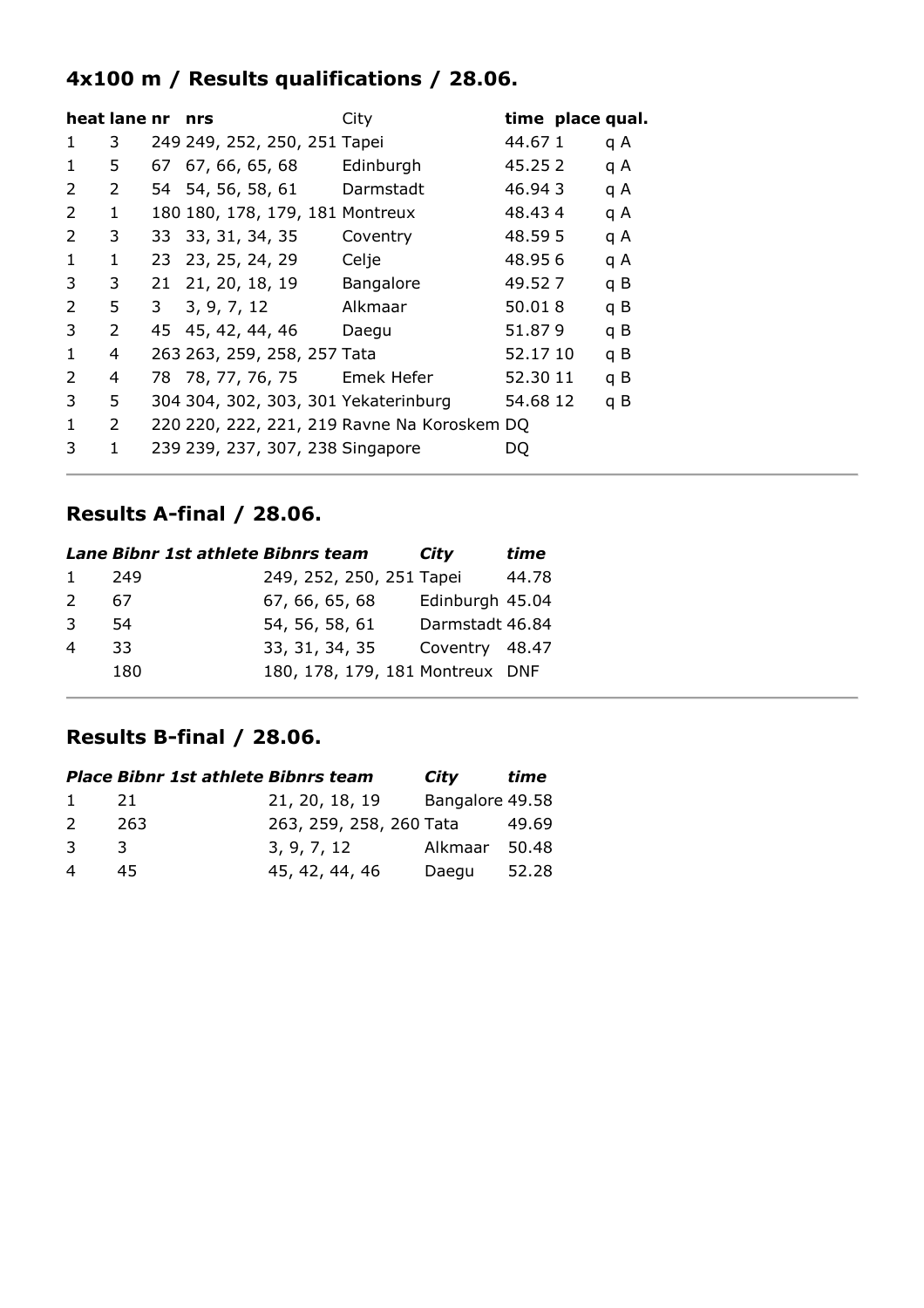## 4x100 m / Results qualifications / 28.06.

| heat | lane | nr | nrs | City | time | place | qual. |
|---|---|---|---|---|---|---|---|
| 1 | 3 | 249 | 249, 252, 250, 251 | Tapei | 44.67 | 1 | q A |
| 1 | 5 | 67 | 67, 66, 65, 68 | Edinburgh | 45.25 | 2 | q A |
| 2 | 2 | 54 | 54, 56, 58, 61 | Darmstadt | 46.94 | 3 | q A |
| 2 | 1 | 180 | 180, 178, 179, 181 | Montreux | 48.43 | 4 | q A |
| 2 | 3 | 33 | 33, 31, 34, 35 | Coventry | 48.59 | 5 | q A |
| 1 | 1 | 23 | 23, 25, 24, 29 | Celje | 48.95 | 6 | q A |
| 3 | 3 | 21 | 21, 20, 18, 19 | Bangalore | 49.52 | 7 | q B |
| 2 | 5 | 3 | 3, 9, 7, 12 | Alkmaar | 50.01 | 8 | q B |
| 3 | 2 | 45 | 45, 42, 44, 46 | Daegu | 51.87 | 9 | q B |
| 1 | 4 | 263 | 263, 259, 258, 257 | Tata | 52.17 | 10 | q B |
| 2 | 4 | 78 | 78, 77, 76, 75 | Emek Hefer | 52.30 | 11 | q B |
| 3 | 5 | 304 | 304, 302, 303, 301 | Yekaterinburg | 54.68 | 12 | q B |
| 1 | 2 | 220 | 220, 222, 221, 219 | Ravne Na Koroskem | DQ | | |
| 3 | 1 | 239 | 239, 237, 307, 238 | Singapore | DQ | | |

## Results A-final / 28.06.

| *Lane* | *Bibnr 1st athlete* | *Bibnrs team* | *City* | *time* |
|---|---|---|---|---|
| 1 | 249 | 249, 252, 250, 251 | Tapei | 44.78 |
| 2 | 67 | 67, 66, 65, 68 | Edinburgh | 45.04 |
| 3 | 54 | 54, 56, 58, 61 | Darmstadt | 46.84 |
| 4 | 33 | 33, 31, 34, 35 | Coventry | 48.47 |
| | 180 | 180, 178, 179, 181 | Montreux | DNF |

## Results B-final / 28.06.

| *Place* | *Bibnr 1st athlete* | *Bibnrs team* | *City* | *time* |
|---|---|---|---|---|
| 1 | 21 | 21, 20, 18, 19 | Bangalore | 49.58 |
| 2 | 263 | 263, 259, 258, 260 | Tata | 49.69 |
| 3 | 3 | 3, 9, 7, 12 | Alkmaar | 50.48 |
| 4 | 45 | 45, 42, 44, 46 | Daegu | 52.28 |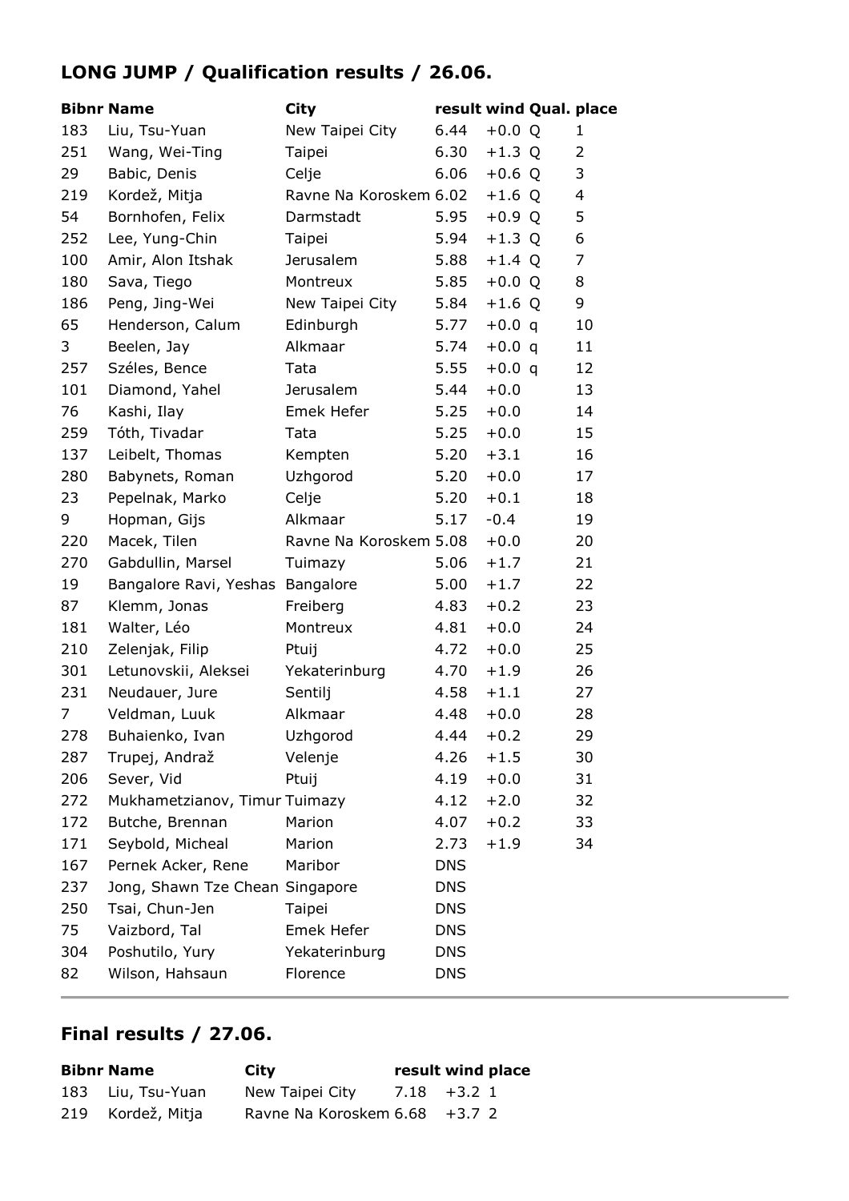## LONG JUMP / Qualification results / 26.06.

| Bibnr | Name | City | result | wind | Qual. | place |
|---|---|---|---|---|---|---|
| 183 | Liu, Tsu-Yuan | New Taipei City | 6.44 | +0.0 | Q | 1 |
| 251 | Wang, Wei-Ting | Taipei | 6.30 | +1.3 | Q | 2 |
| 29 | Babic, Denis | Celje | 6.06 | +0.6 | Q | 3 |
| 219 | Kordež, Mitja | Ravne Na Koroskem | 6.02 | +1.6 | Q | 4 |
| 54 | Bornhofen, Felix | Darmstadt | 5.95 | +0.9 | Q | 5 |
| 252 | Lee, Yung-Chin | Taipei | 5.94 | +1.3 | Q | 6 |
| 100 | Amir, Alon Itshak | Jerusalem | 5.88 | +1.4 | Q | 7 |
| 180 | Sava, Tiego | Montreux | 5.85 | +0.0 | Q | 8 |
| 186 | Peng, Jing-Wei | New Taipei City | 5.84 | +1.6 | Q | 9 |
| 65 | Henderson, Calum | Edinburgh | 5.77 | +0.0 | q | 10 |
| 3 | Beelen, Jay | Alkmaar | 5.74 | +0.0 | q | 11 |
| 257 | Széles, Bence | Tata | 5.55 | +0.0 | q | 12 |
| 101 | Diamond, Yahel | Jerusalem | 5.44 | +0.0 | | 13 |
| 76 | Kashi, Ilay | Emek Hefer | 5.25 | +0.0 | | 14 |
| 259 | Tóth, Tivadar | Tata | 5.25 | +0.0 | | 15 |
| 137 | Leibelt, Thomas | Kempten | 5.20 | +3.1 | | 16 |
| 280 | Babynets, Roman | Uzhgorod | 5.20 | +0.0 | | 17 |
| 23 | Pepelnak, Marko | Celje | 5.20 | +0.1 | | 18 |
| 9 | Hopman, Gijs | Alkmaar | 5.17 | -0.4 | | 19 |
| 220 | Macek, Tilen | Ravne Na Koroskem | 5.08 | +0.0 | | 20 |
| 270 | Gabdullin, Marsel | Tuimazy | 5.06 | +1.7 | | 21 |
| 19 | Bangalore Ravi, Yeshas | Bangalore | 5.00 | +1.7 | | 22 |
| 87 | Klemm, Jonas | Freiberg | 4.83 | +0.2 | | 23 |
| 181 | Walter, Léo | Montreux | 4.81 | +0.0 | | 24 |
| 210 | Zelenjak, Filip | Ptuij | 4.72 | +0.0 | | 25 |
| 301 | Letunovskii, Aleksei | Yekaterinburg | 4.70 | +1.9 | | 26 |
| 231 | Neudauer, Jure | Sentilj | 4.58 | +1.1 | | 27 |
| 7 | Veldman, Luuk | Alkmaar | 4.48 | +0.0 | | 28 |
| 278 | Buhaienko, Ivan | Uzhgorod | 4.44 | +0.2 | | 29 |
| 287 | Trupej, Andraž | Velenje | 4.26 | +1.5 | | 30 |
| 206 | Sever, Vid | Ptuij | 4.19 | +0.0 | | 31 |
| 272 | Mukhametzianov, Timur | Tuimazy | 4.12 | +2.0 | | 32 |
| 172 | Butche, Brennan | Marion | 4.07 | +0.2 | | 33 |
| 171 | Seybold, Micheal | Marion | 2.73 | +1.9 | | 34 |
| 167 | Pernek Acker, Rene | Maribor | DNS | | | |
| 237 | Jong, Shawn Tze Chean | Singapore | DNS | | | |
| 250 | Tsai, Chun-Jen | Taipei | DNS | | | |
| 75 | Vaizbord, Tal | Emek Hefer | DNS | | | |
| 304 | Poshutilo, Yury | Yekaterinburg | DNS | | | |
| 82 | Wilson, Hahsaun | Florence | DNS | | | |

## Final results / 27.06.

| Bibnr | Name | City | result | wind | place |
|---|---|---|---|---|---|
| 183 | Liu, Tsu-Yuan | New Taipei City | 7.18 | +3.2 | 1 |
| 219 | Kordež, Mitja | Ravne Na Koroskem | 6.68 | +3.7 | 2 |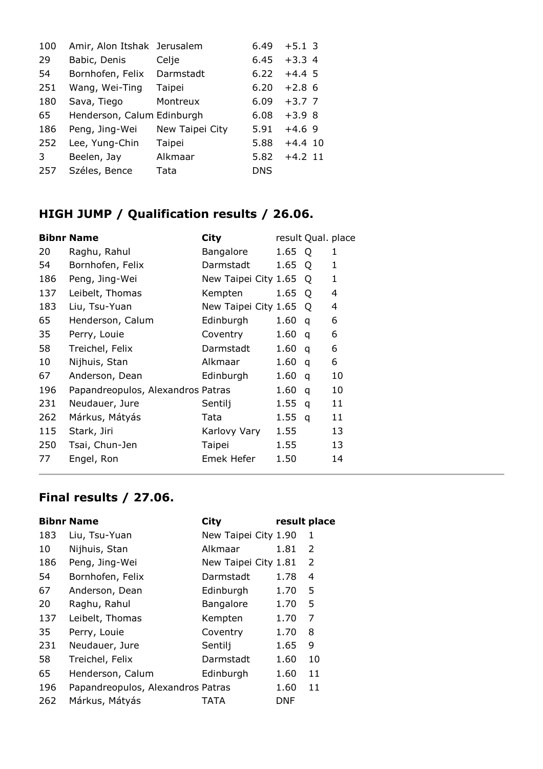| | | | | | |
|---|---|---|---|---|---|
| 100 | Amir, Alon Itshak | Jerusalem | 6.49 | +5.1 | 3 |
| 29 | Babic, Denis | Celje | 6.45 | +3.3 | 4 |
| 54 | Bornhofen, Felix | Darmstadt | 6.22 | +4.4 | 5 |
| 251 | Wang, Wei-Ting | Taipei | 6.20 | +2.8 | 6 |
| 180 | Sava, Tiego | Montreux | 6.09 | +3.7 | 7 |
| 65 | Henderson, Calum | Edinburgh | 6.08 | +3.9 | 8 |
| 186 | Peng, Jing-Wei | New Taipei City | 5.91 | +4.6 | 9 |
| 252 | Lee, Yung-Chin | Taipei | 5.88 | +4.4 | 10 |
| 3 | Beelen, Jay | Alkmaar | 5.82 | +4.2 | 11 |
| 257 | Széles, Bence | Tata | DNS | | |

## HIGH JUMP / Qualification results / 26.06.

| Bibnr | Name | City | result | Qual. | place |
|---|---|---|---|---|---|
| 20 | Raghu, Rahul | Bangalore | 1.65 | Q | 1 |
| 54 | Bornhofen, Felix | Darmstadt | 1.65 | Q | 1 |
| 186 | Peng, Jing-Wei | New Taipei City | 1.65 | Q | 1 |
| 137 | Leibelt, Thomas | Kempten | 1.65 | Q | 4 |
| 183 | Liu, Tsu-Yuan | New Taipei City | 1.65 | Q | 4 |
| 65 | Henderson, Calum | Edinburgh | 1.60 | q | 6 |
| 35 | Perry, Louie | Coventry | 1.60 | q | 6 |
| 58 | Treichel, Felix | Darmstadt | 1.60 | q | 6 |
| 10 | Nijhuis, Stan | Alkmaar | 1.60 | q | 6 |
| 67 | Anderson, Dean | Edinburgh | 1.60 | q | 10 |
| 196 | Papandreopulos, Alexandros | Patras | 1.60 | q | 10 |
| 231 | Neudauer, Jure | Sentilj | 1.55 | q | 11 |
| 262 | Márkus, Mátyás | Tata | 1.55 | q | 11 |
| 115 | Stark, Jiri | Karlovy Vary | 1.55 | | 13 |
| 250 | Tsai, Chun-Jen | Taipei | 1.55 | | 13 |
| 77 | Engel, Ron | Emek Hefer | 1.50 | | 14 |

## Final results / 27.06.

| Bibnr | Name | City | result | place |
|---|---|---|---|---|
| 183 | Liu, Tsu-Yuan | New Taipei City | 1.90 | 1 |
| 10 | Nijhuis, Stan | Alkmaar | 1.81 | 2 |
| 186 | Peng, Jing-Wei | New Taipei City | 1.81 | 2 |
| 54 | Bornhofen, Felix | Darmstadt | 1.78 | 4 |
| 67 | Anderson, Dean | Edinburgh | 1.70 | 5 |
| 20 | Raghu, Rahul | Bangalore | 1.70 | 5 |
| 137 | Leibelt, Thomas | Kempten | 1.70 | 7 |
| 35 | Perry, Louie | Coventry | 1.70 | 8 |
| 231 | Neudauer, Jure | Sentilj | 1.65 | 9 |
| 58 | Treichel, Felix | Darmstadt | 1.60 | 10 |
| 65 | Henderson, Calum | Edinburgh | 1.60 | 11 |
| 196 | Papandreopulos, Alexandros | Patras | 1.60 | 11 |
| 262 | Márkus, Mátyás | TATA | DNF | |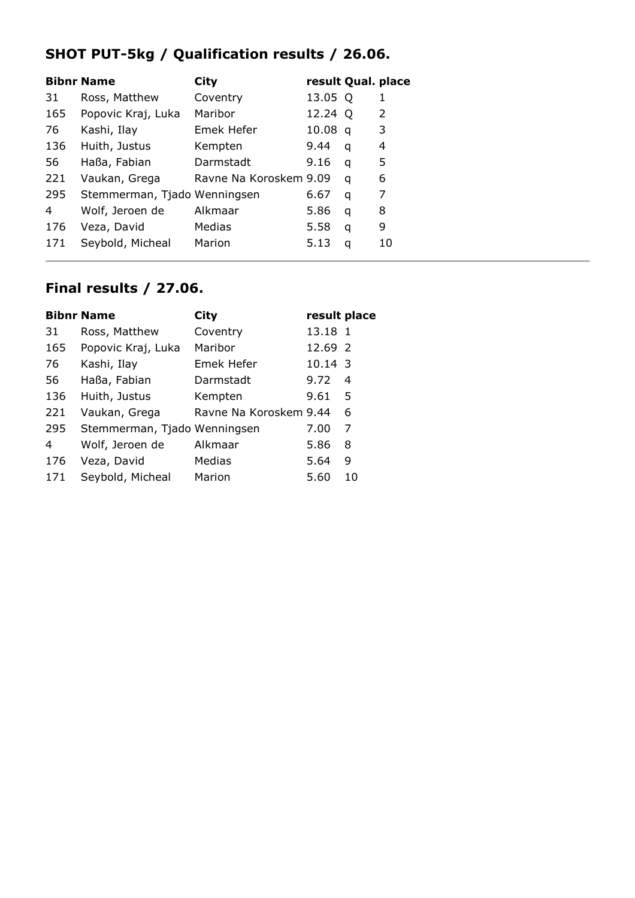## SHOT PUT-5kg / Qualification results / 26.06.

| Bibnr | Name | City | result | Qual. | place |
|---|---|---|---|---|---|
| 31 | Ross, Matthew | Coventry | 13.05 | Q | 1 |
| 165 | Popovic Kraj, Luka | Maribor | 12.24 | Q | 2 |
| 76 | Kashi, Ilay | Emek Hefer | 10.08 | q | 3 |
| 136 | Huith, Justus | Kempten | 9.44 | q | 4 |
| 56 | Haßa, Fabian | Darmstadt | 9.16 | q | 5 |
| 221 | Vaukan, Grega | Ravne Na Koroskem | 9.09 | q | 6 |
| 295 | Stemmerman, Tjado | Wenningsen | 6.67 | q | 7 |
| 4 | Wolf, Jeroen de | Alkmaar | 5.86 | q | 8 |
| 176 | Veza, David | Medias | 5.58 | q | 9 |
| 171 | Seybold, Micheal | Marion | 5.13 | q | 10 |

---

## Final results / 27.06.

| Bibnr | Name | City | result | place |
|---|---|---|---|---|
| 31 | Ross, Matthew | Coventry | 13.18 | 1 |
| 165 | Popovic Kraj, Luka | Maribor | 12.69 | 2 |
| 76 | Kashi, Ilay | Emek Hefer | 10.14 | 3 |
| 56 | Haßa, Fabian | Darmstadt | 9.72 | 4 |
| 136 | Huith, Justus | Kempten | 9.61 | 5 |
| 221 | Vaukan, Grega | Ravne Na Koroskem | 9.44 | 6 |
| 295 | Stemmerman, Tjado | Wenningsen | 7.00 | 7 |
| 4 | Wolf, Jeroen de | Alkmaar | 5.86 | 8 |
| 176 | Veza, David | Medias | 5.64 | 9 |
| 171 | Seybold, Micheal | Marion | 5.60 | 10 |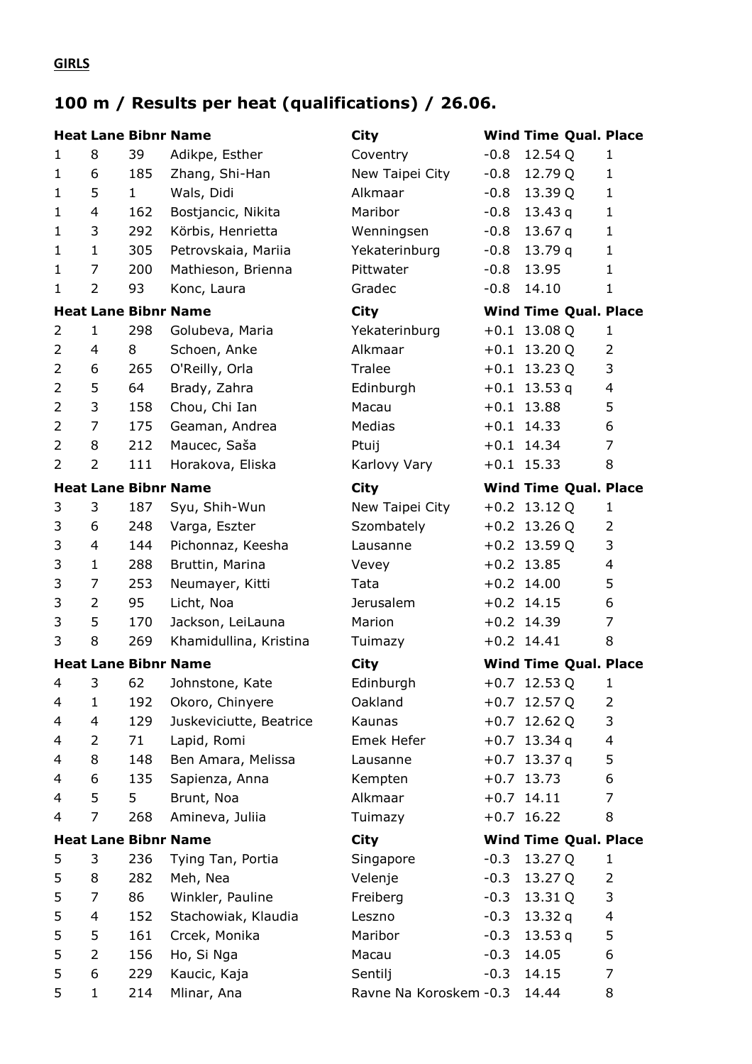**GIRLS**

## 100 m / Results per heat (qualifications) / 26.06.

| Heat | Lane | Bibnr | Name | City | Wind | Time | Qual. | Place |
|---|---|---|---|---|---|---|---|---|
| 1 | 8 | 39 | Adikpe, Esther | Coventry | -0.8 | 12.54 | Q | 1 |
| 1 | 6 | 185 | Zhang, Shi-Han | New Taipei City | -0.8 | 12.79 | Q | 1 |
| 1 | 5 | 1 | Wals, Didi | Alkmaar | -0.8 | 13.39 | Q | 1 |
| 1 | 4 | 162 | Bostjancic, Nikita | Maribor | -0.8 | 13.43 | q | 1 |
| 1 | 3 | 292 | Körbis, Henrietta | Wenningsen | -0.8 | 13.67 | q | 1 |
| 1 | 1 | 305 | Petrovskaia, Mariia | Yekaterinburg | -0.8 | 13.79 | q | 1 |
| 1 | 7 | 200 | Mathieson, Brienna | Pittwater | -0.8 | 13.95 | | 1 |
| 1 | 2 | 93 | Konc, Laura | Gradec | -0.8 | 14.10 | | 1 |

| Heat | Lane | Bibnr | Name | City | Wind | Time | Qual. | Place |
|---|---|---|---|---|---|---|---|---|
| 2 | 1 | 298 | Golubeva, Maria | Yekaterinburg | +0.1 | 13.08 | Q | 1 |
| 2 | 4 | 8 | Schoen, Anke | Alkmaar | +0.1 | 13.20 | Q | 2 |
| 2 | 6 | 265 | O'Reilly, Orla | Tralee | +0.1 | 13.23 | Q | 3 |
| 2 | 5 | 64 | Brady, Zahra | Edinburgh | +0.1 | 13.53 | q | 4 |
| 2 | 3 | 158 | Chou, Chi Ian | Macau | +0.1 | 13.88 | | 5 |
| 2 | 7 | 175 | Geaman, Andrea | Medias | +0.1 | 14.33 | | 6 |
| 2 | 8 | 212 | Maucec, Saša | Ptuij | +0.1 | 14.34 | | 7 |
| 2 | 2 | 111 | Horakova, Eliska | Karlovy Vary | +0.1 | 15.33 | | 8 |

| Heat | Lane | Bibnr | Name | City | Wind | Time | Qual. | Place |
|---|---|---|---|---|---|---|---|---|
| 3 | 3 | 187 | Syu, Shih-Wun | New Taipei City | +0.2 | 13.12 | Q | 1 |
| 3 | 6 | 248 | Varga, Eszter | Szombately | +0.2 | 13.26 | Q | 2 |
| 3 | 4 | 144 | Pichonnaz, Keesha | Lausanne | +0.2 | 13.59 | Q | 3 |
| 3 | 1 | 288 | Bruttin, Marina | Vevey | +0.2 | 13.85 | | 4 |
| 3 | 7 | 253 | Neumayer, Kitti | Tata | +0.2 | 14.00 | | 5 |
| 3 | 2 | 95 | Licht, Noa | Jerusalem | +0.2 | 14.15 | | 6 |
| 3 | 5 | 170 | Jackson, LeiLauna | Marion | +0.2 | 14.39 | | 7 |
| 3 | 8 | 269 | Khamidullina, Kristina | Tuimazy | +0.2 | 14.41 | | 8 |

| Heat | Lane | Bibnr | Name | City | Wind | Time | Qual. | Place |
|---|---|---|---|---|---|---|---|---|
| 4 | 3 | 62 | Johnstone, Kate | Edinburgh | +0.7 | 12.53 | Q | 1 |
| 4 | 1 | 192 | Okoro, Chinyere | Oakland | +0.7 | 12.57 | Q | 2 |
| 4 | 4 | 129 | Juskeviciutte, Beatrice | Kaunas | +0.7 | 12.62 | Q | 3 |
| 4 | 2 | 71 | Lapid, Romi | Emek Hefer | +0.7 | 13.34 | q | 4 |
| 4 | 8 | 148 | Ben Amara, Melissa | Lausanne | +0.7 | 13.37 | q | 5 |
| 4 | 6 | 135 | Sapienza, Anna | Kempten | +0.7 | 13.73 | | 6 |
| 4 | 5 | 5 | Brunt, Noa | Alkmaar | +0.7 | 14.11 | | 7 |
| 4 | 7 | 268 | Amineva, Juliia | Tuimazy | +0.7 | 16.22 | | 8 |

| Heat | Lane | Bibnr | Name | City | Wind | Time | Qual. | Place |
|---|---|---|---|---|---|---|---|---|
| 5 | 3 | 236 | Tying Tan, Portia | Singapore | -0.3 | 13.27 | Q | 1 |
| 5 | 8 | 282 | Meh, Nea | Velenje | -0.3 | 13.27 | Q | 2 |
| 5 | 7 | 86 | Winkler, Pauline | Freiberg | -0.3 | 13.31 | Q | 3 |
| 5 | 4 | 152 | Stachowiak, Klaudia | Leszno | -0.3 | 13.32 | q | 4 |
| 5 | 5 | 161 | Crcek, Monika | Maribor | -0.3 | 13.53 | q | 5 |
| 5 | 2 | 156 | Ho, Si Nga | Macau | -0.3 | 14.05 | | 6 |
| 5 | 6 | 229 | Kaucic, Kaja | Sentilj | -0.3 | 14.15 | | 7 |
| 5 | 1 | 214 | Mlinar, Ana | Ravne Na Koroskem | -0.3 | 14.44 | | 8 |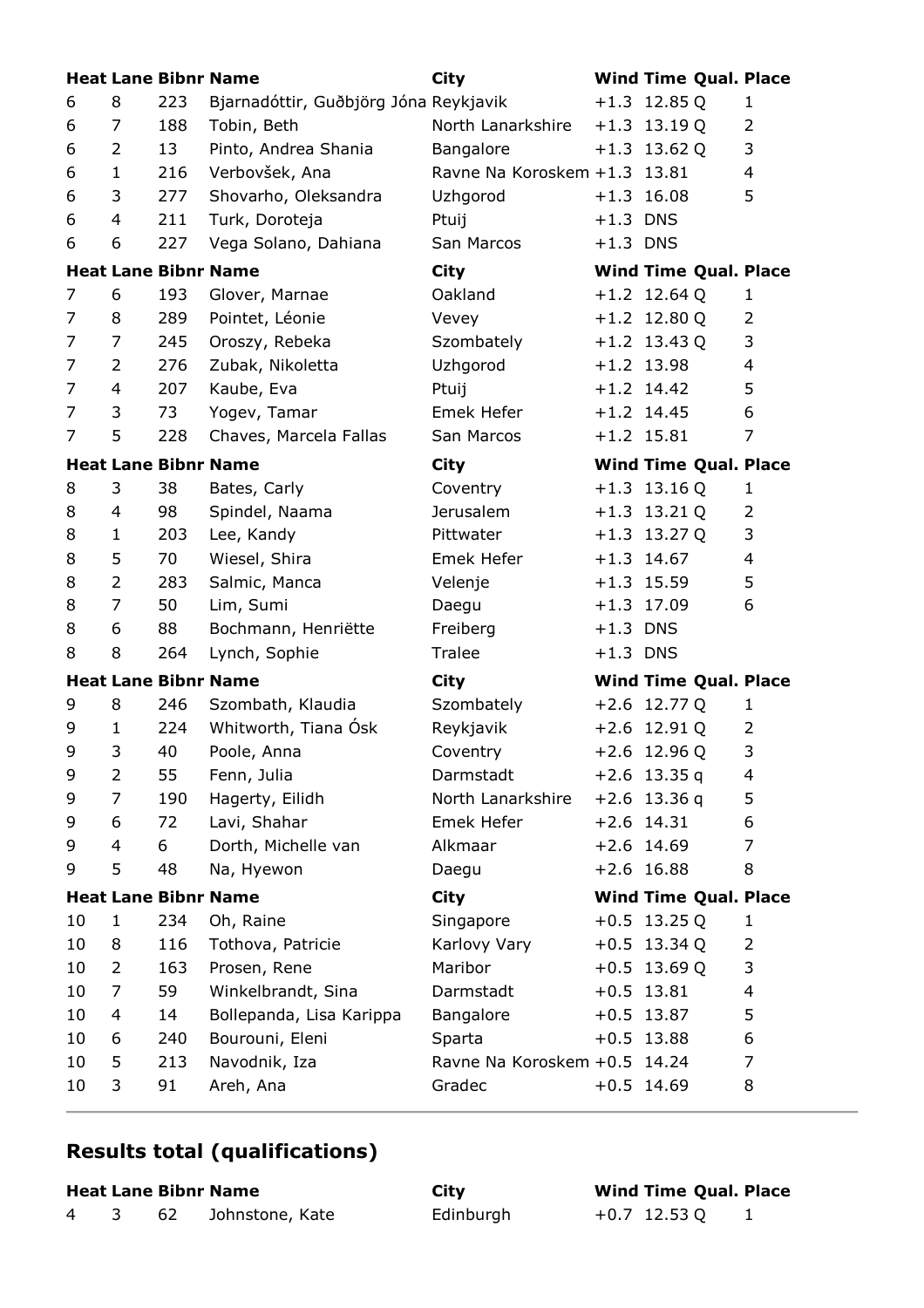| Heat | Lane | Bibnr | Name | City | Wind | Time | Qual. | Place |
|---|---|---|---|---|---|---|---|---|
| 6 | 8 | 223 | Bjarnadóttir, Guðbjörg Jóna | Reykjavik | +1.3 | 12.85 | Q | 1 |
| 6 | 7 | 188 | Tobin, Beth | North Lanarkshire | +1.3 | 13.19 | Q | 2 |
| 6 | 2 | 13 | Pinto, Andrea Shania | Bangalore | +1.3 | 13.62 | Q | 3 |
| 6 | 1 | 216 | Verbovšek, Ana | Ravne Na Koroskem | +1.3 | 13.81 | | 4 |
| 6 | 3 | 277 | Shovarho, Oleksandra | Uzhgorod | +1.3 | 16.08 | | 5 |
| 6 | 4 | 211 | Turk, Doroteja | Ptuij | +1.3 | DNS | | |
| 6 | 6 | 227 | Vega Solano, Dahiana | San Marcos | +1.3 | DNS | | |

| Heat | Lane | Bibnr | Name | City | Wind | Time | Qual. | Place |
|---|---|---|---|---|---|---|---|---|
| 7 | 6 | 193 | Glover, Marnae | Oakland | +1.2 | 12.64 | Q | 1 |
| 7 | 8 | 289 | Pointet, Léonie | Vevey | +1.2 | 12.80 | Q | 2 |
| 7 | 7 | 245 | Oroszy, Rebeka | Szombately | +1.2 | 13.43 | Q | 3 |
| 7 | 2 | 276 | Zubak, Nikoletta | Uzhgorod | +1.2 | 13.98 | | 4 |
| 7 | 4 | 207 | Kaube, Eva | Ptuij | +1.2 | 14.42 | | 5 |
| 7 | 3 | 73 | Yogev, Tamar | Emek Hefer | +1.2 | 14.45 | | 6 |
| 7 | 5 | 228 | Chaves, Marcela Fallas | San Marcos | +1.2 | 15.81 | | 7 |

| Heat | Lane | Bibnr | Name | City | Wind | Time | Qual. | Place |
|---|---|---|---|---|---|---|---|---|
| 8 | 3 | 38 | Bates, Carly | Coventry | +1.3 | 13.16 | Q | 1 |
| 8 | 4 | 98 | Spindel, Naama | Jerusalem | +1.3 | 13.21 | Q | 2 |
| 8 | 1 | 203 | Lee, Kandy | Pittwater | +1.3 | 13.27 | Q | 3 |
| 8 | 5 | 70 | Wiesel, Shira | Emek Hefer | +1.3 | 14.67 | | 4 |
| 8 | 2 | 283 | Salmic, Manca | Velenje | +1.3 | 15.59 | | 5 |
| 8 | 7 | 50 | Lim, Sumi | Daegu | +1.3 | 17.09 | | 6 |
| 8 | 6 | 88 | Bochmann, Henriëtte | Freiberg | +1.3 | DNS | | |
| 8 | 8 | 264 | Lynch, Sophie | Tralee | +1.3 | DNS | | |

| Heat | Lane | Bibnr | Name | City | Wind | Time | Qual. | Place |
|---|---|---|---|---|---|---|---|---|
| 9 | 8 | 246 | Szombath, Klaudia | Szombately | +2.6 | 12.77 | Q | 1 |
| 9 | 1 | 224 | Whitworth, Tiana Ósk | Reykjavik | +2.6 | 12.91 | Q | 2 |
| 9 | 3 | 40 | Poole, Anna | Coventry | +2.6 | 12.96 | Q | 3 |
| 9 | 2 | 55 | Fenn, Julia | Darmstadt | +2.6 | 13.35 | q | 4 |
| 9 | 7 | 190 | Hagerty, Eilidh | North Lanarkshire | +2.6 | 13.36 | q | 5 |
| 9 | 6 | 72 | Lavi, Shahar | Emek Hefer | +2.6 | 14.31 | | 6 |
| 9 | 4 | 6 | Dorth, Michelle van | Alkmaar | +2.6 | 14.69 | | 7 |
| 9 | 5 | 48 | Na, Hyewon | Daegu | +2.6 | 16.88 | | 8 |

| Heat | Lane | Bibnr | Name | City | Wind | Time | Qual. | Place |
|---|---|---|---|---|---|---|---|---|
| 10 | 1 | 234 | Oh, Raine | Singapore | +0.5 | 13.25 | Q | 1 |
| 10 | 8 | 116 | Tothova, Patricie | Karlovy Vary | +0.5 | 13.34 | Q | 2 |
| 10 | 2 | 163 | Prosen, Rene | Maribor | +0.5 | 13.69 | Q | 3 |
| 10 | 7 | 59 | Winkelbrandt, Sina | Darmstadt | +0.5 | 13.81 | | 4 |
| 10 | 4 | 14 | Bollepanda, Lisa Karippa | Bangalore | +0.5 | 13.87 | | 5 |
| 10 | 6 | 240 | Bourouni, Eleni | Sparta | +0.5 | 13.88 | | 6 |
| 10 | 5 | 213 | Navodnik, Iza | Ravne Na Koroskem | +0.5 | 14.24 | | 7 |
| 10 | 3 | 91 | Areh, Ana | Gradec | +0.5 | 14.69 | | 8 |

## Results total (qualifications)

| Heat | Lane | Bibnr | Name | City | Wind | Time | Qual. | Place |
|---|---|---|---|---|---|---|---|---|
| 4 | 3 | 62 | Johnstone, Kate | Edinburgh | +0.7 | 12.53 | Q | 1 |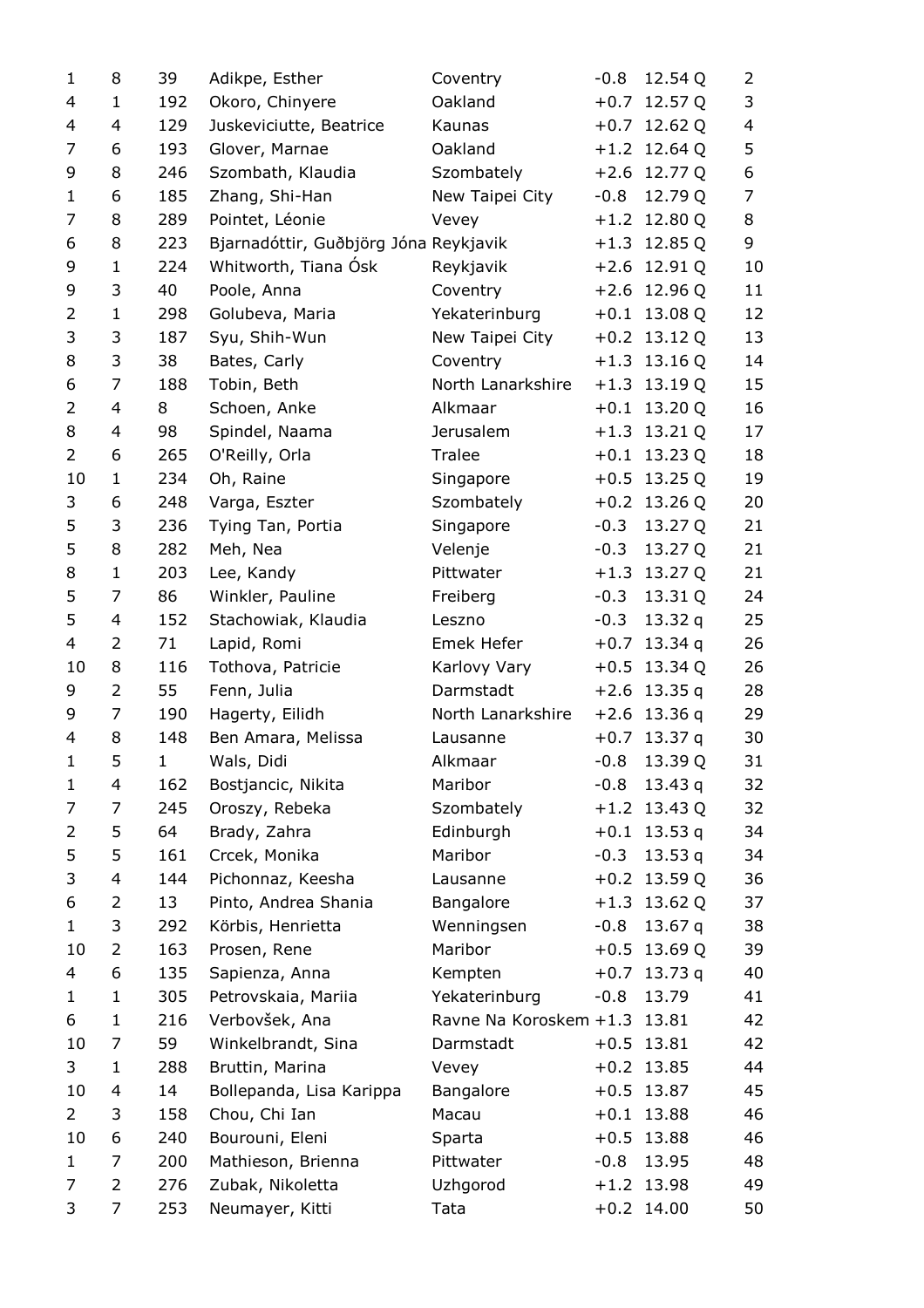| | | | | | | | |
|---|---|---|---|---|---|---|---|
| 1 | 8 | 39 | Adikpe, Esther | Coventry | -0.8 | 12.54 Q | 2 |
| 4 | 1 | 192 | Okoro, Chinyere | Oakland | +0.7 | 12.57 Q | 3 |
| 4 | 4 | 129 | Juskeviciutte, Beatrice | Kaunas | +0.7 | 12.62 Q | 4 |
| 7 | 6 | 193 | Glover, Marnae | Oakland | +1.2 | 12.64 Q | 5 |
| 9 | 8 | 246 | Szombath, Klaudia | Szombately | +2.6 | 12.77 Q | 6 |
| 1 | 6 | 185 | Zhang, Shi-Han | New Taipei City | -0.8 | 12.79 Q | 7 |
| 7 | 8 | 289 | Pointet, Léonie | Vevey | +1.2 | 12.80 Q | 8 |
| 6 | 8 | 223 | Bjarnadóttir, Guðbjörg Jóna | Reykjavik | +1.3 | 12.85 Q | 9 |
| 9 | 1 | 224 | Whitworth, Tiana Ósk | Reykjavik | +2.6 | 12.91 Q | 10 |
| 9 | 3 | 40 | Poole, Anna | Coventry | +2.6 | 12.96 Q | 11 |
| 2 | 1 | 298 | Golubeva, Maria | Yekaterinburg | +0.1 | 13.08 Q | 12 |
| 3 | 3 | 187 | Syu, Shih-Wun | New Taipei City | +0.2 | 13.12 Q | 13 |
| 8 | 3 | 38 | Bates, Carly | Coventry | +1.3 | 13.16 Q | 14 |
| 6 | 7 | 188 | Tobin, Beth | North Lanarkshire | +1.3 | 13.19 Q | 15 |
| 2 | 4 | 8 | Schoen, Anke | Alkmaar | +0.1 | 13.20 Q | 16 |
| 8 | 4 | 98 | Spindel, Naama | Jerusalem | +1.3 | 13.21 Q | 17 |
| 2 | 6 | 265 | O'Reilly, Orla | Tralee | +0.1 | 13.23 Q | 18 |
| 10 | 1 | 234 | Oh, Raine | Singapore | +0.5 | 13.25 Q | 19 |
| 3 | 6 | 248 | Varga, Eszter | Szombately | +0.2 | 13.26 Q | 20 |
| 5 | 3 | 236 | Tying Tan, Portia | Singapore | -0.3 | 13.27 Q | 21 |
| 5 | 8 | 282 | Meh, Nea | Velenje | -0.3 | 13.27 Q | 21 |
| 8 | 1 | 203 | Lee, Kandy | Pittwater | +1.3 | 13.27 Q | 21 |
| 5 | 7 | 86 | Winkler, Pauline | Freiberg | -0.3 | 13.31 Q | 24 |
| 5 | 4 | 152 | Stachowiak, Klaudia | Leszno | -0.3 | 13.32 q | 25 |
| 4 | 2 | 71 | Lapid, Romi | Emek Hefer | +0.7 | 13.34 q | 26 |
| 10 | 8 | 116 | Tothova, Patricie | Karlovy Vary | +0.5 | 13.34 Q | 26 |
| 9 | 2 | 55 | Fenn, Julia | Darmstadt | +2.6 | 13.35 q | 28 |
| 9 | 7 | 190 | Hagerty, Eilidh | North Lanarkshire | +2.6 | 13.36 q | 29 |
| 4 | 8 | 148 | Ben Amara, Melissa | Lausanne | +0.7 | 13.37 q | 30 |
| 1 | 5 | 1 | Wals, Didi | Alkmaar | -0.8 | 13.39 Q | 31 |
| 1 | 4 | 162 | Bostjancic, Nikita | Maribor | -0.8 | 13.43 q | 32 |
| 7 | 7 | 245 | Oroszy, Rebeka | Szombately | +1.2 | 13.43 Q | 32 |
| 2 | 5 | 64 | Brady, Zahra | Edinburgh | +0.1 | 13.53 q | 34 |
| 5 | 5 | 161 | Crcek, Monika | Maribor | -0.3 | 13.53 q | 34 |
| 3 | 4 | 144 | Pichonnaz, Keesha | Lausanne | +0.2 | 13.59 Q | 36 |
| 6 | 2 | 13 | Pinto, Andrea Shania | Bangalore | +1.3 | 13.62 Q | 37 |
| 1 | 3 | 292 | Körbis, Henrietta | Wenningsen | -0.8 | 13.67 q | 38 |
| 10 | 2 | 163 | Prosen, Rene | Maribor | +0.5 | 13.69 Q | 39 |
| 4 | 6 | 135 | Sapienza, Anna | Kempten | +0.7 | 13.73 q | 40 |
| 1 | 1 | 305 | Petrovskaia, Mariia | Yekaterinburg | -0.8 | 13.79 | 41 |
| 6 | 1 | 216 | Verbovšek, Ana | Ravne Na Koroskem | +1.3 | 13.81 | 42 |
| 10 | 7 | 59 | Winkelbrandt, Sina | Darmstadt | +0.5 | 13.81 | 42 |
| 3 | 1 | 288 | Bruttin, Marina | Vevey | +0.2 | 13.85 | 44 |
| 10 | 4 | 14 | Bollepanda, Lisa Karippa | Bangalore | +0.5 | 13.87 | 45 |
| 2 | 3 | 158 | Chou, Chi Ian | Macau | +0.1 | 13.88 | 46 |
| 10 | 6 | 240 | Bourouni, Eleni | Sparta | +0.5 | 13.88 | 46 |
| 1 | 7 | 200 | Mathieson, Brienna | Pittwater | -0.8 | 13.95 | 48 |
| 7 | 2 | 276 | Zubak, Nikoletta | Uzhgorod | +1.2 | 13.98 | 49 |
| 3 | 7 | 253 | Neumayer, Kitti | Tata | +0.2 | 14.00 | 50 |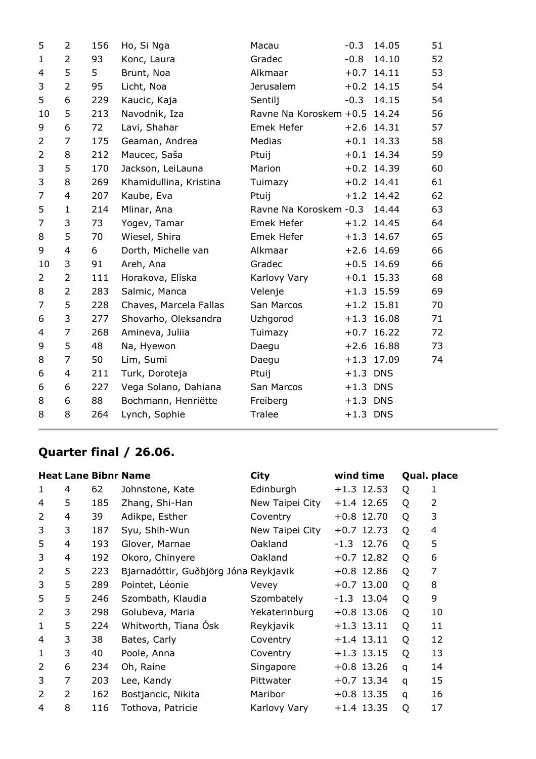| | | | | | | | |
|---|---|---|---|---|---|---|---|
| 5 | 2 | 156 | Ho, Si Nga | Macau | -0.3 | 14.05 | 51 |
| 1 | 2 | 93 | Konc, Laura | Gradec | -0.8 | 14.10 | 52 |
| 4 | 5 | 5 | Brunt, Noa | Alkmaar | +0.7 | 14.11 | 53 |
| 3 | 2 | 95 | Licht, Noa | Jerusalem | +0.2 | 14.15 | 54 |
| 5 | 6 | 229 | Kaucic, Kaja | Sentilj | -0.3 | 14.15 | 54 |
| 10 | 5 | 213 | Navodnik, Iza | Ravne Na Koroskem | +0.5 | 14.24 | 56 |
| 9 | 6 | 72 | Lavi, Shahar | Emek Hefer | +2.6 | 14.31 | 57 |
| 2 | 7 | 175 | Geaman, Andrea | Medias | +0.1 | 14.33 | 58 |
| 2 | 8 | 212 | Maucec, Saša | Ptuij | +0.1 | 14.34 | 59 |
| 3 | 5 | 170 | Jackson, LeiLauna | Marion | +0.2 | 14.39 | 60 |
| 3 | 8 | 269 | Khamidullina, Kristina | Tuimazy | +0.2 | 14.41 | 61 |
| 7 | 4 | 207 | Kaube, Eva | Ptuij | +1.2 | 14.42 | 62 |
| 5 | 1 | 214 | Mlinar, Ana | Ravne Na Koroskem | -0.3 | 14.44 | 63 |
| 7 | 3 | 73 | Yogev, Tamar | Emek Hefer | +1.2 | 14.45 | 64 |
| 8 | 5 | 70 | Wiesel, Shira | Emek Hefer | +1.3 | 14.67 | 65 |
| 9 | 4 | 6 | Dorth, Michelle van | Alkmaar | +2.6 | 14.69 | 66 |
| 10 | 3 | 91 | Areh, Ana | Gradec | +0.5 | 14.69 | 66 |
| 2 | 2 | 111 | Horakova, Eliska | Karlovy Vary | +0.1 | 15.33 | 68 |
| 8 | 2 | 283 | Salmic, Manca | Velenje | +1.3 | 15.59 | 69 |
| 7 | 5 | 228 | Chaves, Marcela Fallas | San Marcos | +1.2 | 15.81 | 70 |
| 6 | 3 | 277 | Shovarho, Oleksandra | Uzhgorod | +1.3 | 16.08 | 71 |
| 4 | 7 | 268 | Amineva, Juliia | Tuimazy | +0.7 | 16.22 | 72 |
| 9 | 5 | 48 | Na, Hyewon | Daegu | +2.6 | 16.88 | 73 |
| 8 | 7 | 50 | Lim, Sumi | Daegu | +1.3 | 17.09 | 74 |
| 6 | 4 | 211 | Turk, Doroteja | Ptuij | +1.3 | DNS | |
| 6 | 6 | 227 | Vega Solano, Dahiana | San Marcos | +1.3 | DNS | |
| 8 | 6 | 88 | Bochmann, Henriëtte | Freiberg | +1.3 | DNS | |
| 8 | 8 | 264 | Lynch, Sophie | Tralee | +1.3 | DNS | |

## Quarter final / 26.06.

| Heat | Lane | Bibnr | Name | City | wind | time | Qual. | place |
|---|---|---|---|---|---|---|---|---|
| 1 | 4 | 62 | Johnstone, Kate | Edinburgh | +1.3 | 12.53 | Q | 1 |
| 4 | 5 | 185 | Zhang, Shi-Han | New Taipei City | +1.4 | 12.65 | Q | 2 |
| 2 | 4 | 39 | Adikpe, Esther | Coventry | +0.8 | 12.70 | Q | 3 |
| 3 | 3 | 187 | Syu, Shih-Wun | New Taipei City | +0.7 | 12.73 | Q | 4 |
| 5 | 4 | 193 | Glover, Marnae | Oakland | -1.3 | 12.76 | Q | 5 |
| 3 | 4 | 192 | Okoro, Chinyere | Oakland | +0.7 | 12.82 | Q | 6 |
| 2 | 5 | 223 | Bjarnadóttir, Guðbjörg Jóna | Reykjavik | +0.8 | 12.86 | Q | 7 |
| 3 | 5 | 289 | Pointet, Léonie | Vevey | +0.7 | 13.00 | Q | 8 |
| 5 | 5 | 246 | Szombath, Klaudia | Szombately | -1.3 | 13.04 | Q | 9 |
| 2 | 3 | 298 | Golubeva, Maria | Yekaterinburg | +0.8 | 13.06 | Q | 10 |
| 1 | 5 | 224 | Whitworth, Tiana Ósk | Reykjavik | +1.3 | 13.11 | Q | 11 |
| 4 | 3 | 38 | Bates, Carly | Coventry | +1.4 | 13.11 | Q | 12 |
| 1 | 3 | 40 | Poole, Anna | Coventry | +1.3 | 13.15 | Q | 13 |
| 2 | 6 | 234 | Oh, Raine | Singapore | +0.8 | 13.26 | q | 14 |
| 3 | 7 | 203 | Lee, Kandy | Pittwater | +0.7 | 13.34 | q | 15 |
| 2 | 2 | 162 | Bostjancic, Nikita | Maribor | +0.8 | 13.35 | q | 16 |
| 4 | 8 | 116 | Tothova, Patricie | Karlovy Vary | +1.4 | 13.35 | Q | 17 |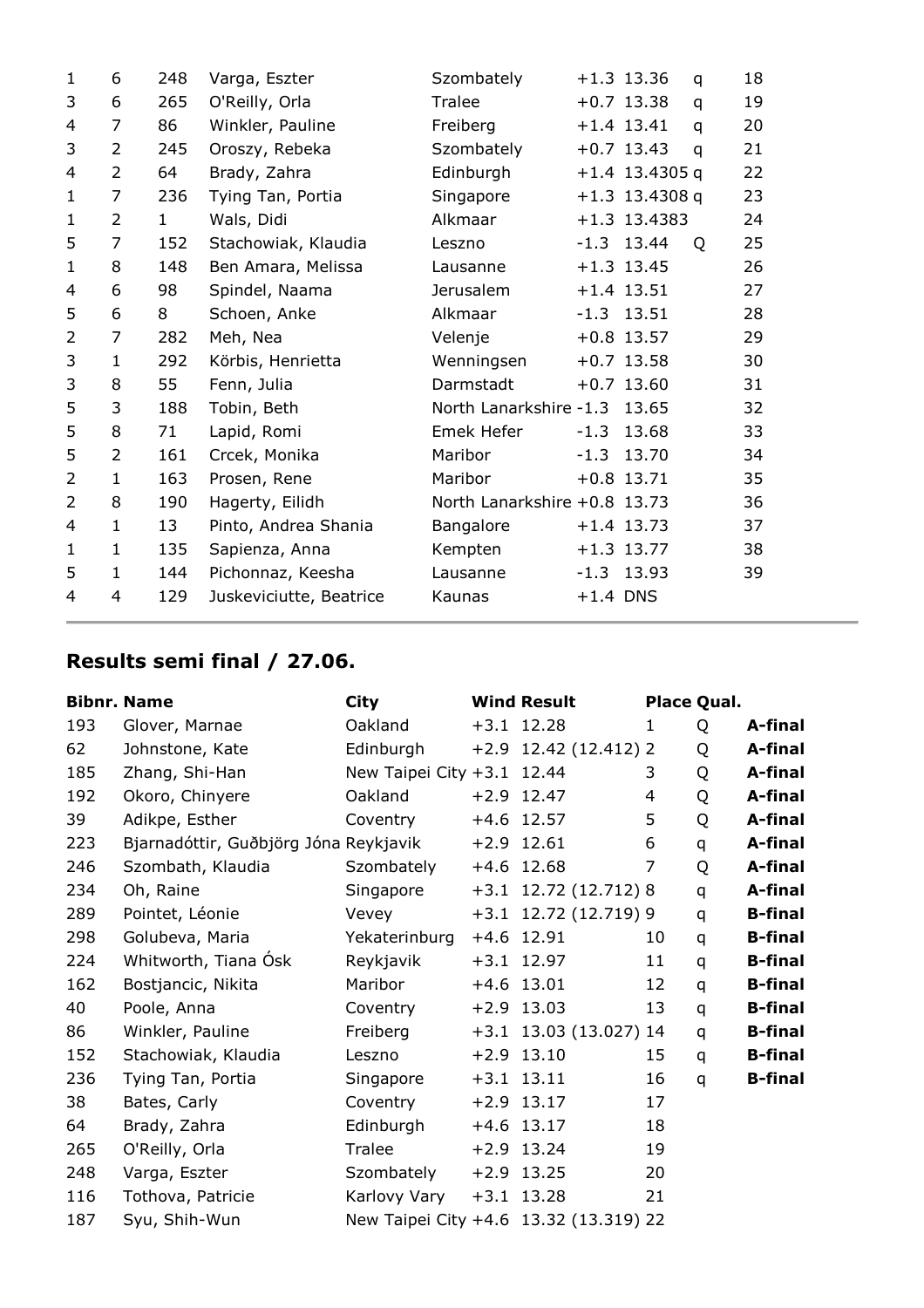| | | | | | | | | |
|---|---|---|---|---|---|---|---|---|
| 1 | 6 | 248 | Varga, Eszter | Szombately | +1.3 | 13.36 | q | 18 |
| 3 | 6 | 265 | O'Reilly, Orla | Tralee | +0.7 | 13.38 | q | 19 |
| 4 | 7 | 86 | Winkler, Pauline | Freiberg | +1.4 | 13.41 | q | 20 |
| 3 | 2 | 245 | Oroszy, Rebeka | Szombately | +0.7 | 13.43 | q | 21 |
| 4 | 2 | 64 | Brady, Zahra | Edinburgh | +1.4 | 13.4305 | q | 22 |
| 1 | 7 | 236 | Tying Tan, Portia | Singapore | +1.3 | 13.4308 | q | 23 |
| 1 | 2 | 1 | Wals, Didi | Alkmaar | +1.3 | 13.4383 | | 24 |
| 5 | 7 | 152 | Stachowiak, Klaudia | Leszno | -1.3 | 13.44 | Q | 25 |
| 1 | 8 | 148 | Ben Amara, Melissa | Lausanne | +1.3 | 13.45 | | 26 |
| 4 | 6 | 98 | Spindel, Naama | Jerusalem | +1.4 | 13.51 | | 27 |
| 5 | 6 | 8 | Schoen, Anke | Alkmaar | -1.3 | 13.51 | | 28 |
| 2 | 7 | 282 | Meh, Nea | Velenje | +0.8 | 13.57 | | 29 |
| 3 | 1 | 292 | Körbis, Henrietta | Wenningsen | +0.7 | 13.58 | | 30 |
| 3 | 8 | 55 | Fenn, Julia | Darmstadt | +0.7 | 13.60 | | 31 |
| 5 | 3 | 188 | Tobin, Beth | North Lanarkshire | -1.3 | 13.65 | | 32 |
| 5 | 8 | 71 | Lapid, Romi | Emek Hefer | -1.3 | 13.68 | | 33 |
| 5 | 2 | 161 | Crcek, Monika | Maribor | -1.3 | 13.70 | | 34 |
| 2 | 1 | 163 | Prosen, Rene | Maribor | +0.8 | 13.71 | | 35 |
| 2 | 8 | 190 | Hagerty, Eilidh | North Lanarkshire | +0.8 | 13.73 | | 36 |
| 4 | 1 | 13 | Pinto, Andrea Shania | Bangalore | +1.4 | 13.73 | | 37 |
| 1 | 1 | 135 | Sapienza, Anna | Kempten | +1.3 | 13.77 | | 38 |
| 5 | 1 | 144 | Pichonnaz, Keesha | Lausanne | -1.3 | 13.93 | | 39 |
| 4 | 4 | 129 | Juskeviciutte, Beatrice | Kaunas | +1.4 | DNS | | |

## Results semi final / 27.06.

| Bibnr. | Name | City | Wind | Result | Place | Qual. | |
|---|---|---|---|---|---|---|---|
| 193 | Glover, Marnae | Oakland | +3.1 | 12.28 | 1 | Q | **A-final** |
| 62 | Johnstone, Kate | Edinburgh | +2.9 | 12.42 (12.412) | 2 | Q | **A-final** |
| 185 | Zhang, Shi-Han | New Taipei City | +3.1 | 12.44 | 3 | Q | **A-final** |
| 192 | Okoro, Chinyere | Oakland | +2.9 | 12.47 | 4 | Q | **A-final** |
| 39 | Adikpe, Esther | Coventry | +4.6 | 12.57 | 5 | Q | **A-final** |
| 223 | Bjarnadóttir, Guðbjörg Jóna | Reykjavik | +2.9 | 12.61 | 6 | q | **A-final** |
| 246 | Szombath, Klaudia | Szombately | +4.6 | 12.68 | 7 | Q | **A-final** |
| 234 | Oh, Raine | Singapore | +3.1 | 12.72 (12.712) | 8 | q | **A-final** |
| 289 | Pointet, Léonie | Vevey | +3.1 | 12.72 (12.719) | 9 | q | **B-final** |
| 298 | Golubeva, Maria | Yekaterinburg | +4.6 | 12.91 | 10 | q | **B-final** |
| 224 | Whitworth, Tiana Ósk | Reykjavik | +3.1 | 12.97 | 11 | q | **B-final** |
| 162 | Bostjancic, Nikita | Maribor | +4.6 | 13.01 | 12 | q | **B-final** |
| 40 | Poole, Anna | Coventry | +2.9 | 13.03 | 13 | q | **B-final** |
| 86 | Winkler, Pauline | Freiberg | +3.1 | 13.03 (13.027) | 14 | q | **B-final** |
| 152 | Stachowiak, Klaudia | Leszno | +2.9 | 13.10 | 15 | q | **B-final** |
| 236 | Tying Tan, Portia | Singapore | +3.1 | 13.11 | 16 | q | **B-final** |
| 38 | Bates, Carly | Coventry | +2.9 | 13.17 | 17 | | |
| 64 | Brady, Zahra | Edinburgh | +4.6 | 13.17 | 18 | | |
| 265 | O'Reilly, Orla | Tralee | +2.9 | 13.24 | 19 | | |
| 248 | Varga, Eszter | Szombately | +2.9 | 13.25 | 20 | | |
| 116 | Tothova, Patricie | Karlovy Vary | +3.1 | 13.28 | 21 | | |
| 187 | Syu, Shih-Wun | New Taipei City | +4.6 | 13.32 (13.319) | 22 | | |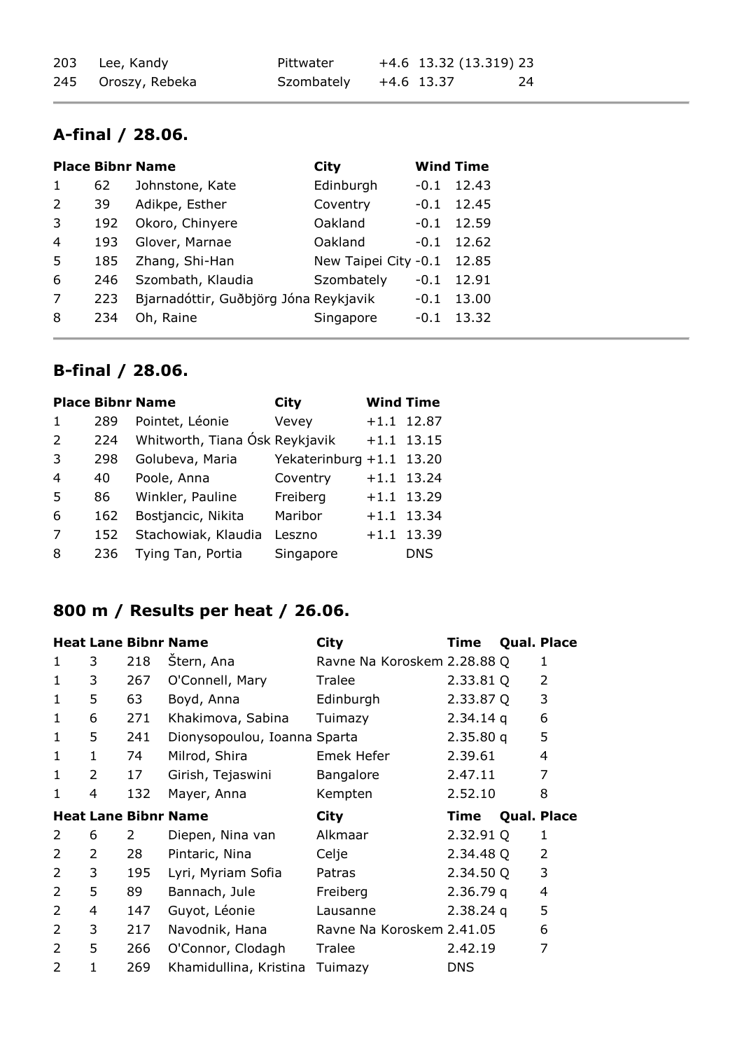| | | | | | |
|---|---|---|---|---|---|
| 203 | Lee, Kandy | Pittwater | +4.6 | 13.32 (13.319) | 23 |
| 245 | Oroszy, Rebeka | Szombately | +4.6 | 13.37 | 24 |

## A-final / 28.06.

| Place | Bibnr | Name | City | Wind | Time |
|---|---|---|---|---|---|
| 1 | 62 | Johnstone, Kate | Edinburgh | -0.1 | 12.43 |
| 2 | 39 | Adikpe, Esther | Coventry | -0.1 | 12.45 |
| 3 | 192 | Okoro, Chinyere | Oakland | -0.1 | 12.59 |
| 4 | 193 | Glover, Marnae | Oakland | -0.1 | 12.62 |
| 5 | 185 | Zhang, Shi-Han | New Taipei City | -0.1 | 12.85 |
| 6 | 246 | Szombath, Klaudia | Szombately | -0.1 | 12.91 |
| 7 | 223 | Bjarnadóttir, Guðbjörg Jóna | Reykjavik | -0.1 | 13.00 |
| 8 | 234 | Oh, Raine | Singapore | -0.1 | 13.32 |

## B-final / 28.06.

| Place | Bibnr | Name | City | Wind | Time |
|---|---|---|---|---|---|
| 1 | 289 | Pointet, Léonie | Vevey | +1.1 | 12.87 |
| 2 | 224 | Whitworth, Tiana Ósk | Reykjavik | +1.1 | 13.15 |
| 3 | 298 | Golubeva, Maria | Yekaterinburg | +1.1 | 13.20 |
| 4 | 40 | Poole, Anna | Coventry | +1.1 | 13.24 |
| 5 | 86 | Winkler, Pauline | Freiberg | +1.1 | 13.29 |
| 6 | 162 | Bostjancic, Nikita | Maribor | +1.1 | 13.34 |
| 7 | 152 | Stachowiak, Klaudia | Leszno | +1.1 | 13.39 |
| 8 | 236 | Tying Tan, Portia | Singapore | | DNS |

## 800 m / Results per heat / 26.06.

| Heat | Lane | Bibnr | Name | City | Time | Qual. | Place |
|---|---|---|---|---|---|---|---|
| 1 | 3 | 218 | Štern, Ana | Ravne Na Koroskem | 2.28.88 | Q | 1 |
| 1 | 3 | 267 | O'Connell, Mary | Tralee | 2.33.81 | Q | 2 |
| 1 | 5 | 63 | Boyd, Anna | Edinburgh | 2.33.87 | Q | 3 |
| 1 | 6 | 271 | Khakimova, Sabina | Tuimazy | 2.34.14 | q | 6 |
| 1 | 5 | 241 | Dionysopoulou, Ioanna | Sparta | 2.35.80 | q | 5 |
| 1 | 1 | 74 | Milrod, Shira | Emek Hefer | 2.39.61 | | 4 |
| 1 | 2 | 17 | Girish, Tejaswini | Bangalore | 2.47.11 | | 7 |
| 1 | 4 | 132 | Mayer, Anna | Kempten | 2.52.10 | | 8 |

| Heat | Lane | Bibnr | Name | City | Time | Qual. | Place |
|---|---|---|---|---|---|---|---|
| 2 | 6 | 2 | Diepen, Nina van | Alkmaar | 2.32.91 | Q | 1 |
| 2 | 2 | 28 | Pintaric, Nina | Celje | 2.34.48 | Q | 2 |
| 2 | 3 | 195 | Lyri, Myriam Sofia | Patras | 2.34.50 | Q | 3 |
| 2 | 5 | 89 | Bannach, Jule | Freiberg | 2.36.79 | q | 4 |
| 2 | 4 | 147 | Guyot, Léonie | Lausanne | 2.38.24 | q | 5 |
| 2 | 3 | 217 | Navodnik, Hana | Ravne Na Koroskem | 2.41.05 | | 6 |
| 2 | 5 | 266 | O'Connor, Clodagh | Tralee | 2.42.19 | | 7 |
| 2 | 1 | 269 | Khamidullina, Kristina | Tuimazy | DNS | | |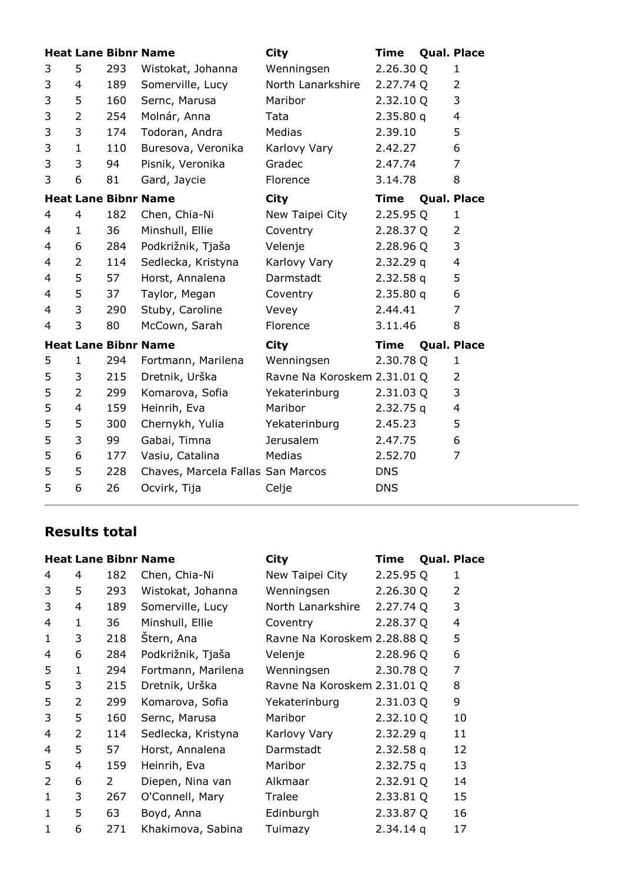| Heat | Lane | Bibnr | Name | City | Time | Qual. | Place |
|---|---|---|---|---|---|---|---|
| 3 | 5 | 293 | Wistokat, Johanna | Wenningsen | 2.26.30 | Q | 1 |
| 3 | 4 | 189 | Somerville, Lucy | North Lanarkshire | 2.27.74 | Q | 2 |
| 3 | 5 | 160 | Sernc, Marusa | Maribor | 2.32.10 | Q | 3 |
| 3 | 2 | 254 | Molnár, Anna | Tata | 2.35.80 | q | 4 |
| 3 | 3 | 174 | Todoran, Andra | Medias | 2.39.10 | | 5 |
| 3 | 1 | 110 | Buresova, Veronika | Karlovy Vary | 2.42.27 | | 6 |
| 3 | 3 | 94 | Pisnik, Veronika | Gradec | 2.47.74 | | 7 |
| 3 | 6 | 81 | Gard, Jaycie | Florence | 3.14.78 | | 8 |

| Heat | Lane | Bibnr | Name | City | Time | Qual. | Place |
|---|---|---|---|---|---|---|---|
| 4 | 4 | 182 | Chen, Chia-Ni | New Taipei City | 2.25.95 | Q | 1 |
| 4 | 1 | 36 | Minshull, Ellie | Coventry | 2.28.37 | Q | 2 |
| 4 | 6 | 284 | Podkrižnik, Tjaša | Velenje | 2.28.96 | Q | 3 |
| 4 | 2 | 114 | Sedlecka, Kristyna | Karlovy Vary | 2.32.29 | q | 4 |
| 4 | 5 | 57 | Horst, Annalena | Darmstadt | 2.32.58 | q | 5 |
| 4 | 5 | 37 | Taylor, Megan | Coventry | 2.35.80 | q | 6 |
| 4 | 3 | 290 | Stuby, Caroline | Vevey | 2.44.41 | | 7 |
| 4 | 3 | 80 | McCown, Sarah | Florence | 3.11.46 | | 8 |

| Heat | Lane | Bibnr | Name | City | Time | Qual. | Place |
|---|---|---|---|---|---|---|---|
| 5 | 1 | 294 | Fortmann, Marilena | Wenningsen | 2.30.78 | Q | 1 |
| 5 | 3 | 215 | Dretnik, Urška | Ravne Na Koroskem | 2.31.01 | Q | 2 |
| 5 | 2 | 299 | Komarova, Sofia | Yekaterinburg | 2.31.03 | Q | 3 |
| 5 | 4 | 159 | Heinrih, Eva | Maribor | 2.32.75 | q | 4 |
| 5 | 5 | 300 | Chernykh, Yulia | Yekaterinburg | 2.45.23 | | 5 |
| 5 | 3 | 99 | Gabai, Timna | Jerusalem | 2.47.75 | | 6 |
| 5 | 6 | 177 | Vasiu, Catalina | Medias | 2.52.70 | | 7 |
| 5 | 5 | 228 | Chaves, Marcela Fallas | San Marcos | DNS | | |
| 5 | 6 | 26 | Ocvirk, Tija | Celje | DNS | | |

## Results total

| Heat | Lane | Bibnr | Name | City | Time | Qual. | Place |
|---|---|---|---|---|---|---|---|
| 4 | 4 | 182 | Chen, Chia-Ni | New Taipei City | 2.25.95 | Q | 1 |
| 3 | 5 | 293 | Wistokat, Johanna | Wenningsen | 2.26.30 | Q | 2 |
| 3 | 4 | 189 | Somerville, Lucy | North Lanarkshire | 2.27.74 | Q | 3 |
| 4 | 1 | 36 | Minshull, Ellie | Coventry | 2.28.37 | Q | 4 |
| 1 | 3 | 218 | Štern, Ana | Ravne Na Koroskem | 2.28.88 | Q | 5 |
| 4 | 6 | 284 | Podkrižnik, Tjaša | Velenje | 2.28.96 | Q | 6 |
| 5 | 1 | 294 | Fortmann, Marilena | Wenningsen | 2.30.78 | Q | 7 |
| 5 | 3 | 215 | Dretnik, Urška | Ravne Na Koroskem | 2.31.01 | Q | 8 |
| 5 | 2 | 299 | Komarova, Sofia | Yekaterinburg | 2.31.03 | Q | 9 |
| 3 | 5 | 160 | Sernc, Marusa | Maribor | 2.32.10 | Q | 10 |
| 4 | 2 | 114 | Sedlecka, Kristyna | Karlovy Vary | 2.32.29 | q | 11 |
| 4 | 5 | 57 | Horst, Annalena | Darmstadt | 2.32.58 | q | 12 |
| 5 | 4 | 159 | Heinrih, Eva | Maribor | 2.32.75 | q | 13 |
| 2 | 6 | 2 | Diepen, Nina van | Alkmaar | 2.32.91 | Q | 14 |
| 1 | 3 | 267 | O'Connell, Mary | Tralee | 2.33.81 | Q | 15 |
| 1 | 5 | 63 | Boyd, Anna | Edinburgh | 2.33.87 | Q | 16 |
| 1 | 6 | 271 | Khakimova, Sabina | Tuimazy | 2.34.14 | q | 17 |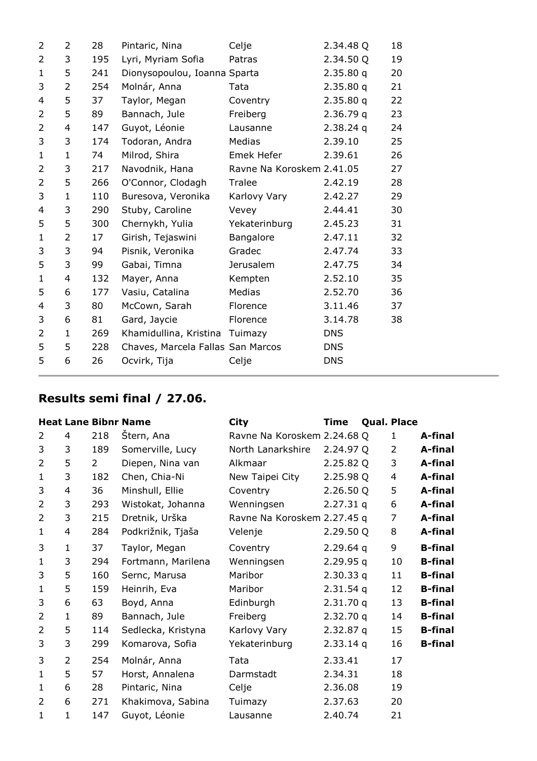| | | | | | | |
|---|---|---|---|---|---|---|
| 2 | 2 | 28 | Pintaric, Nina | Celje | 2.34.48 Q | 18 |
| 2 | 3 | 195 | Lyri, Myriam Sofia | Patras | 2.34.50 Q | 19 |
| 1 | 5 | 241 | Dionysopoulou, Ioanna | Sparta | 2.35.80 q | 20 |
| 3 | 2 | 254 | Molnár, Anna | Tata | 2.35.80 q | 21 |
| 4 | 5 | 37 | Taylor, Megan | Coventry | 2.35.80 q | 22 |
| 2 | 5 | 89 | Bannach, Jule | Freiberg | 2.36.79 q | 23 |
| 2 | 4 | 147 | Guyot, Léonie | Lausanne | 2.38.24 q | 24 |
| 3 | 3 | 174 | Todoran, Andra | Medias | 2.39.10 | 25 |
| 1 | 1 | 74 | Milrod, Shira | Emek Hefer | 2.39.61 | 26 |
| 2 | 3 | 217 | Navodnik, Hana | Ravne Na Koroskem | 2.41.05 | 27 |
| 2 | 5 | 266 | O'Connor, Clodagh | Tralee | 2.42.19 | 28 |
| 3 | 1 | 110 | Buresova, Veronika | Karlovy Vary | 2.42.27 | 29 |
| 4 | 3 | 290 | Stuby, Caroline | Vevey | 2.44.41 | 30 |
| 5 | 5 | 300 | Chernykh, Yulia | Yekaterinburg | 2.45.23 | 31 |
| 1 | 2 | 17 | Girish, Tejaswini | Bangalore | 2.47.11 | 32 |
| 3 | 3 | 94 | Pisnik, Veronika | Gradec | 2.47.74 | 33 |
| 5 | 3 | 99 | Gabai, Timna | Jerusalem | 2.47.75 | 34 |
| 1 | 4 | 132 | Mayer, Anna | Kempten | 2.52.10 | 35 |
| 5 | 6 | 177 | Vasiu, Catalina | Medias | 2.52.70 | 36 |
| 4 | 3 | 80 | McCown, Sarah | Florence | 3.11.46 | 37 |
| 3 | 6 | 81 | Gard, Jaycie | Florence | 3.14.78 | 38 |
| 2 | 1 | 269 | Khamidullina, Kristina | Tuimazy | DNS | |
| 5 | 5 | 228 | Chaves, Marcela Fallas | San Marcos | DNS | |
| 5 | 6 | 26 | Ocvirk, Tija | Celje | DNS | |

## Results semi final / 27.06.

| Heat | Lane | Bibnr | Name | City | Time | Qual. | Place | |
|---|---|---|---|---|---|---|---|---|
| 2 | 4 | 218 | Štern, Ana | Ravne Na Koroskem | 2.24.68 | Q | 1 | A-final |
| 3 | 3 | 189 | Somerville, Lucy | North Lanarkshire | 2.24.97 | Q | 2 | A-final |
| 2 | 5 | 2 | Diepen, Nina van | Alkmaar | 2.25.82 | Q | 3 | A-final |
| 1 | 3 | 182 | Chen, Chia-Ni | New Taipei City | 2.25.98 | Q | 4 | A-final |
| 3 | 4 | 36 | Minshull, Ellie | Coventry | 2.26.50 | Q | 5 | A-final |
| 2 | 3 | 293 | Wistokat, Johanna | Wenningsen | 2.27.31 | q | 6 | A-final |
| 2 | 3 | 215 | Dretnik, Urška | Ravne Na Koroskem | 2.27.45 | q | 7 | A-final |
| 1 | 4 | 284 | Podkrižnik, Tjaša | Velenje | 2.29.50 | Q | 8 | A-final |
| 3 | 1 | 37 | Taylor, Megan | Coventry | 2.29.64 | q | 9 | B-final |
| 1 | 3 | 294 | Fortmann, Marilena | Wenningsen | 2.29.95 | q | 10 | B-final |
| 3 | 5 | 160 | Sernc, Marusa | Maribor | 2.30.33 | q | 11 | B-final |
| 1 | 5 | 159 | Heinrih, Eva | Maribor | 2.31.54 | q | 12 | B-final |
| 3 | 6 | 63 | Boyd, Anna | Edinburgh | 2.31.70 | q | 13 | B-final |
| 2 | 1 | 89 | Bannach, Jule | Freiberg | 2.32.70 | q | 14 | B-final |
| 2 | 5 | 114 | Sedlecka, Kristyna | Karlovy Vary | 2.32.87 | q | 15 | B-final |
| 3 | 3 | 299 | Komarova, Sofia | Yekaterinburg | 2.33.14 | q | 16 | B-final |
| 3 | 2 | 254 | Molnár, Anna | Tata | 2.33.41 | | 17 | |
| 1 | 5 | 57 | Horst, Annalena | Darmstadt | 2.34.31 | | 18 | |
| 1 | 6 | 28 | Pintaric, Nina | Celje | 2.36.08 | | 19 | |
| 2 | 6 | 271 | Khakimova, Sabina | Tuimazy | 2.37.63 | | 20 | |
| 1 | 1 | 147 | Guyot, Léonie | Lausanne | 2.40.74 | | 21 | |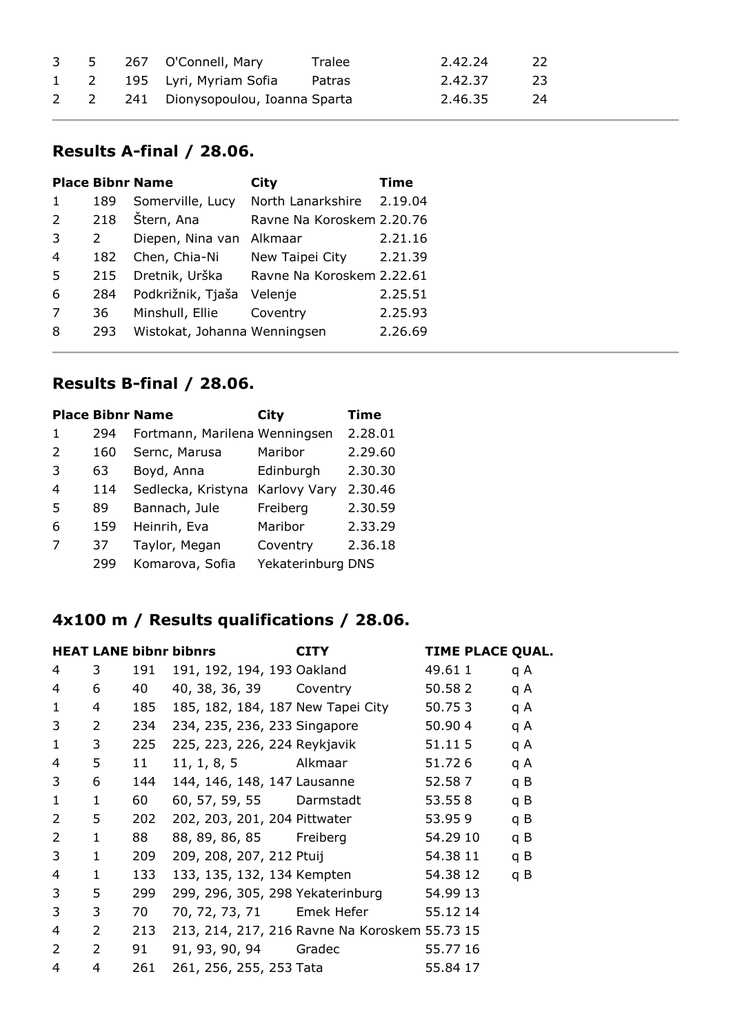| | | | | | | |
|---|---|---|---|---|---|---|
| 3 | 5 | 267 | O'Connell, Mary | Tralee | 2.42.24 | 22 |
| 1 | 2 | 195 | Lyri, Myriam Sofia | Patras | 2.42.37 | 23 |
| 2 | 2 | 241 | Dionysopoulou, Ioanna | Sparta | 2.46.35 | 24 |

## Results A-final / 28.06.

| Place | Bibnr | Name | City | Time |
|---|---|---|---|---|
| 1 | 189 | Somerville, Lucy | North Lanarkshire | 2.19.04 |
| 2 | 218 | Štern, Ana | Ravne Na Koroskem | 2.20.76 |
| 3 | 2 | Diepen, Nina van | Alkmaar | 2.21.16 |
| 4 | 182 | Chen, Chia-Ni | New Taipei City | 2.21.39 |
| 5 | 215 | Dretnik, Urška | Ravne Na Koroskem | 2.22.61 |
| 6 | 284 | Podkrižnik, Tjaša | Velenje | 2.25.51 |
| 7 | 36 | Minshull, Ellie | Coventry | 2.25.93 |
| 8 | 293 | Wistokat, Johanna | Wenningsen | 2.26.69 |

## Results B-final / 28.06.

| Place | Bibnr | Name | City | Time |
|---|---|---|---|---|
| 1 | 294 | Fortmann, Marilena | Wenningsen | 2.28.01 |
| 2 | 160 | Sernc, Marusa | Maribor | 2.29.60 |
| 3 | 63 | Boyd, Anna | Edinburgh | 2.30.30 |
| 4 | 114 | Sedlecka, Kristyna | Karlovy Vary | 2.30.46 |
| 5 | 89 | Bannach, Jule | Freiberg | 2.30.59 |
| 6 | 159 | Heinrih, Eva | Maribor | 2.33.29 |
| 7 | 37 | Taylor, Megan | Coventry | 2.36.18 |
| | 299 | Komarova, Sofia | Yekaterinburg | DNS |

## 4x100 m / Results qualifications / 28.06.

| HEAT | LANE | bibnr | bibnrs | CITY | TIME | PLACE | QUAL. |
|---|---|---|---|---|---|---|---|
| 4 | 3 | 191 | 191, 192, 194, 193 | Oakland | 49.61 | 1 | q A |
| 4 | 6 | 40 | 40, 38, 36, 39 | Coventry | 50.58 | 2 | q A |
| 1 | 4 | 185 | 185, 182, 184, 187 | New Tapei City | 50.75 | 3 | q A |
| 3 | 2 | 234 | 234, 235, 236, 233 | Singapore | 50.90 | 4 | q A |
| 1 | 3 | 225 | 225, 223, 226, 224 | Reykjavik | 51.11 | 5 | q A |
| 4 | 5 | 11 | 11, 1, 8, 5 | Alkmaar | 51.72 | 6 | q A |
| 3 | 6 | 144 | 144, 146, 148, 147 | Lausanne | 52.58 | 7 | q B |
| 1 | 1 | 60 | 60, 57, 59, 55 | Darmstadt | 53.55 | 8 | q B |
| 2 | 5 | 202 | 202, 203, 201, 204 | Pittwater | 53.95 | 9 | q B |
| 2 | 1 | 88 | 88, 89, 86, 85 | Freiberg | 54.29 | 10 | q B |
| 3 | 1 | 209 | 209, 208, 207, 212 | Ptuij | 54.38 | 11 | q B |
| 4 | 1 | 133 | 133, 135, 132, 134 | Kempten | 54.38 | 12 | q B |
| 3 | 5 | 299 | 299, 296, 305, 298 | Yekaterinburg | 54.99 | 13 | |
| 3 | 3 | 70 | 70, 72, 73, 71 | Emek Hefer | 55.12 | 14 | |
| 4 | 2 | 213 | 213, 214, 217, 216 | Ravne Na Koroskem | 55.73 | 15 | |
| 2 | 2 | 91 | 91, 93, 90, 94 | Gradec | 55.77 | 16 | |
| 4 | 4 | 261 | 261, 256, 255, 253 | Tata | 55.84 | 17 | |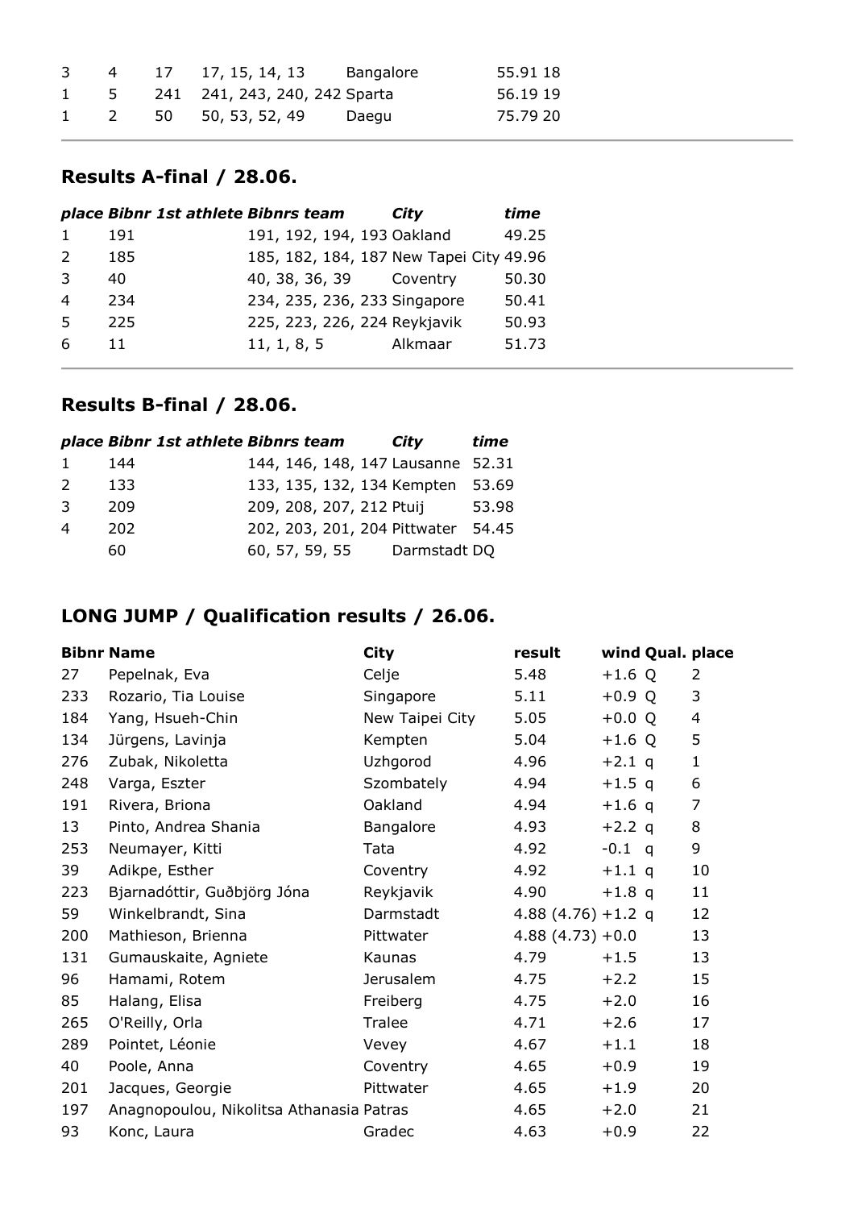| | | | | | |
|---|---|---|---|---|---|
| 3 | 4 | 17 | 17, 15, 14, 13 | Bangalore | 55.91 18 |
| 1 | 5 | 241 | 241, 243, 240, 242 | Sparta | 56.19 19 |
| 1 | 2 | 50 | 50, 53, 52, 49 | Daegu | 75.79 20 |

## Results A-final / 28.06.

| *place* | *Bibnr 1st athlete* | *Bibnrs team* | *City* | *time* |
|---|---|---|---|---|
| 1 | 191 | 191, 192, 194, 193 | Oakland | 49.25 |
| 2 | 185 | 185, 182, 184, 187 | New Tapei City | 49.96 |
| 3 | 40 | 40, 38, 36, 39 | Coventry | 50.30 |
| 4 | 234 | 234, 235, 236, 233 | Singapore | 50.41 |
| 5 | 225 | 225, 223, 226, 224 | Reykjavik | 50.93 |
| 6 | 11 | 11, 1, 8, 5 | Alkmaar | 51.73 |

## Results B-final / 28.06.

| *place* | *Bibnr 1st athlete* | *Bibnrs team* | *City* | *time* |
|---|---|---|---|---|
| 1 | 144 | 144, 146, 148, 147 | Lausanne | 52.31 |
| 2 | 133 | 133, 135, 132, 134 | Kempten | 53.69 |
| 3 | 209 | 209, 208, 207, 212 | Ptuij | 53.98 |
| 4 | 202 | 202, 203, 201, 204 | Pittwater | 54.45 |
| | 60 | 60, 57, 59, 55 | Darmstadt | DQ |

## LONG JUMP / Qualification results / 26.06.

| Bibnr | Name | City | result | wind | Qual. | place |
|---|---|---|---|---|---|---|
| 27 | Pepelnak, Eva | Celje | 5.48 | +1.6 | Q | 2 |
| 233 | Rozario, Tia Louise | Singapore | 5.11 | +0.9 | Q | 3 |
| 184 | Yang, Hsueh-Chin | New Taipei City | 5.05 | +0.0 | Q | 4 |
| 134 | Jürgens, Lavinja | Kempten | 5.04 | +1.6 | Q | 5 |
| 276 | Zubak, Nikoletta | Uzhgorod | 4.96 | +2.1 | q | 1 |
| 248 | Varga, Eszter | Szombately | 4.94 | +1.5 | q | 6 |
| 191 | Rivera, Briona | Oakland | 4.94 | +1.6 | q | 7 |
| 13 | Pinto, Andrea Shania | Bangalore | 4.93 | +2.2 | q | 8 |
| 253 | Neumayer, Kitti | Tata | 4.92 | -0.1 | q | 9 |
| 39 | Adikpe, Esther | Coventry | 4.92 | +1.1 | q | 10 |
| 223 | Bjarnadóttir, Guðbjörg Jóna | Reykjavik | 4.90 | +1.8 | q | 11 |
| 59 | Winkelbrandt, Sina | Darmstadt | 4.88 (4.76) | +1.2 | q | 12 |
| 200 | Mathieson, Brienna | Pittwater | 4.88 (4.73) | +0.0 | | 13 |
| 131 | Gumauskaite, Agniete | Kaunas | 4.79 | +1.5 | | 13 |
| 96 | Hamami, Rotem | Jerusalem | 4.75 | +2.2 | | 15 |
| 85 | Halang, Elisa | Freiberg | 4.75 | +2.0 | | 16 |
| 265 | O'Reilly, Orla | Tralee | 4.71 | +2.6 | | 17 |
| 289 | Pointet, Léonie | Vevey | 4.67 | +1.1 | | 18 |
| 40 | Poole, Anna | Coventry | 4.65 | +0.9 | | 19 |
| 201 | Jacques, Georgie | Pittwater | 4.65 | +1.9 | | 20 |
| 197 | Anagnopoulou, Nikolitsa Athanasia | Patras | 4.65 | +2.0 | | 21 |
| 93 | Konc, Laura | Gradec | 4.63 | +0.9 | | 22 |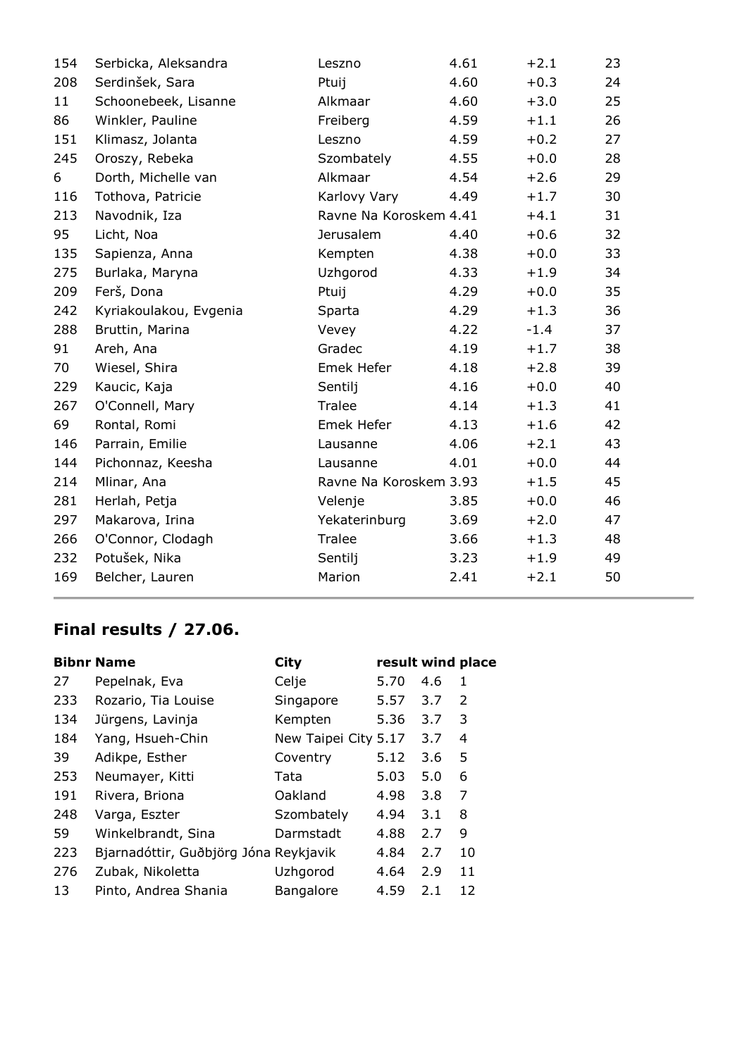| | | | | | |
|---|---|---|---|---|---|
| 154 | Serbicka, Aleksandra | Leszno | 4.61 | +2.1 | 23 |
| 208 | Serdinšek, Sara | Ptuij | 4.60 | +0.3 | 24 |
| 11 | Schoonebeek, Lisanne | Alkmaar | 4.60 | +3.0 | 25 |
| 86 | Winkler, Pauline | Freiberg | 4.59 | +1.1 | 26 |
| 151 | Klimasz, Jolanta | Leszno | 4.59 | +0.2 | 27 |
| 245 | Oroszy, Rebeka | Szombately | 4.55 | +0.0 | 28 |
| 6 | Dorth, Michelle van | Alkmaar | 4.54 | +2.6 | 29 |
| 116 | Tothova, Patricie | Karlovy Vary | 4.49 | +1.7 | 30 |
| 213 | Navodnik, Iza | Ravne Na Koroskem | 4.41 | +4.1 | 31 |
| 95 | Licht, Noa | Jerusalem | 4.40 | +0.6 | 32 |
| 135 | Sapienza, Anna | Kempten | 4.38 | +0.0 | 33 |
| 275 | Burlaka, Maryna | Uzhgorod | 4.33 | +1.9 | 34 |
| 209 | Ferš, Dona | Ptuij | 4.29 | +0.0 | 35 |
| 242 | Kyriakoulakou, Evgenia | Sparta | 4.29 | +1.3 | 36 |
| 288 | Bruttin, Marina | Vevey | 4.22 | -1.4 | 37 |
| 91 | Areh, Ana | Gradec | 4.19 | +1.7 | 38 |
| 70 | Wiesel, Shira | Emek Hefer | 4.18 | +2.8 | 39 |
| 229 | Kaucic, Kaja | Sentilj | 4.16 | +0.0 | 40 |
| 267 | O'Connell, Mary | Tralee | 4.14 | +1.3 | 41 |
| 69 | Rontal, Romi | Emek Hefer | 4.13 | +1.6 | 42 |
| 146 | Parrain, Emilie | Lausanne | 4.06 | +2.1 | 43 |
| 144 | Pichonnaz, Keesha | Lausanne | 4.01 | +0.0 | 44 |
| 214 | Mlinar, Ana | Ravne Na Koroskem | 3.93 | +1.5 | 45 |
| 281 | Herlah, Petja | Velenje | 3.85 | +0.0 | 46 |
| 297 | Makarova, Irina | Yekaterinburg | 3.69 | +2.0 | 47 |
| 266 | O'Connor, Clodagh | Tralee | 3.66 | +1.3 | 48 |
| 232 | Potušek, Nika | Sentilj | 3.23 | +1.9 | 49 |
| 169 | Belcher, Lauren | Marion | 2.41 | +2.1 | 50 |

## Final results / 27.06.

| Bibnr | Name | City | result | wind | place |
|---|---|---|---|---|---|
| 27 | Pepelnak, Eva | Celje | 5.70 | 4.6 | 1 |
| 233 | Rozario, Tia Louise | Singapore | 5.57 | 3.7 | 2 |
| 134 | Jürgens, Lavinja | Kempten | 5.36 | 3.7 | 3 |
| 184 | Yang, Hsueh-Chin | New Taipei City | 5.17 | 3.7 | 4 |
| 39 | Adikpe, Esther | Coventry | 5.12 | 3.6 | 5 |
| 253 | Neumayer, Kitti | Tata | 5.03 | 5.0 | 6 |
| 191 | Rivera, Briona | Oakland | 4.98 | 3.8 | 7 |
| 248 | Varga, Eszter | Szombately | 4.94 | 3.1 | 8 |
| 59 | Winkelbrandt, Sina | Darmstadt | 4.88 | 2.7 | 9 |
| 223 | Bjarnadóttir, Guðbjörg Jóna | Reykjavik | 4.84 | 2.7 | 10 |
| 276 | Zubak, Nikoletta | Uzhgorod | 4.64 | 2.9 | 11 |
| 13 | Pinto, Andrea Shania | Bangalore | 4.59 | 2.1 | 12 |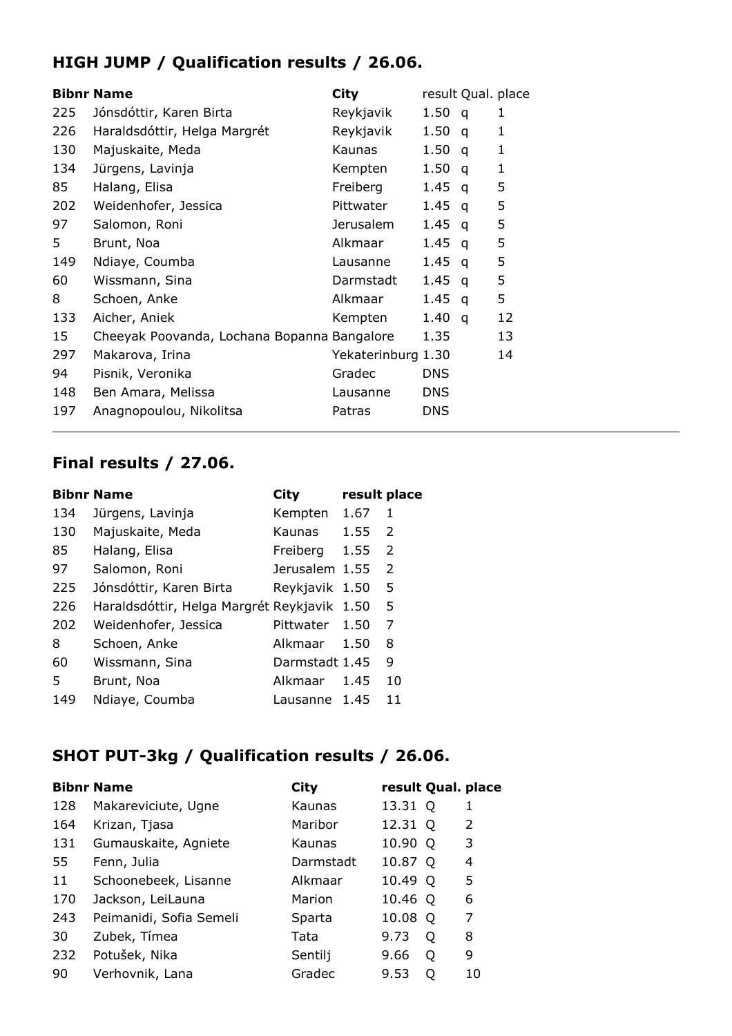## HIGH JUMP / Qualification results / 26.06.

| Bibnr | Name | City | result | Qual. | place |
|---|---|---|---|---|---|
| 225 | Jónsdóttir, Karen Birta | Reykjavik | 1.50 | q | 1 |
| 226 | Haraldsdóttir, Helga Margrét | Reykjavik | 1.50 | q | 1 |
| 130 | Majuskaite, Meda | Kaunas | 1.50 | q | 1 |
| 134 | Jürgens, Lavinja | Kempten | 1.50 | q | 1 |
| 85 | Halang, Elisa | Freiberg | 1.45 | q | 5 |
| 202 | Weidenhofer, Jessica | Pittwater | 1.45 | q | 5 |
| 97 | Salomon, Roni | Jerusalem | 1.45 | q | 5 |
| 5 | Brunt, Noa | Alkmaar | 1.45 | q | 5 |
| 149 | Ndiaye, Coumba | Lausanne | 1.45 | q | 5 |
| 60 | Wissmann, Sina | Darmstadt | 1.45 | q | 5 |
| 8 | Schoen, Anke | Alkmaar | 1.45 | q | 5 |
| 133 | Aicher, Aniek | Kempten | 1.40 | q | 12 |
| 15 | Cheeyak Poovanda, Lochana Bopanna | Bangalore | 1.35 | | 13 |
| 297 | Makarova, Irina | Yekaterinburg | 1.30 | | 14 |
| 94 | Pisnik, Veronika | Gradec | DNS | | |
| 148 | Ben Amara, Melissa | Lausanne | DNS | | |
| 197 | Anagnopoulou, Nikolitsa | Patras | DNS | | |

## Final results / 27.06.

| Bibnr | Name | City | result | place |
|---|---|---|---|---|
| 134 | Jürgens, Lavinja | Kempten | 1.67 | 1 |
| 130 | Majuskaite, Meda | Kaunas | 1.55 | 2 |
| 85 | Halang, Elisa | Freiberg | 1.55 | 2 |
| 97 | Salomon, Roni | Jerusalem | 1.55 | 2 |
| 225 | Jónsdóttir, Karen Birta | Reykjavik | 1.50 | 5 |
| 226 | Haraldsdóttir, Helga Margrét | Reykjavik | 1.50 | 5 |
| 202 | Weidenhofer, Jessica | Pittwater | 1.50 | 7 |
| 8 | Schoen, Anke | Alkmaar | 1.50 | 8 |
| 60 | Wissmann, Sina | Darmstadt | 1.45 | 9 |
| 5 | Brunt, Noa | Alkmaar | 1.45 | 10 |
| 149 | Ndiaye, Coumba | Lausanne | 1.45 | 11 |

## SHOT PUT-3kg / Qualification results / 26.06.

| Bibnr | Name | City | result | Qual. | place |
|---|---|---|---|---|---|
| 128 | Makareviciute, Ugne | Kaunas | 13.31 | Q | 1 |
| 164 | Krizan, Tjasa | Maribor | 12.31 | Q | 2 |
| 131 | Gumauskaite, Agniete | Kaunas | 10.90 | Q | 3 |
| 55 | Fenn, Julia | Darmstadt | 10.87 | Q | 4 |
| 11 | Schoonebeek, Lisanne | Alkmaar | 10.49 | Q | 5 |
| 170 | Jackson, LeiLauna | Marion | 10.46 | Q | 6 |
| 243 | Peimanidi, Sofia Semeli | Sparta | 10.08 | Q | 7 |
| 30 | Zubek, Tímea | Tata | 9.73 | Q | 8 |
| 232 | Potušek, Nika | Sentilj | 9.66 | Q | 9 |
| 90 | Verhovnik, Lana | Gradec | 9.53 | Q | 10 |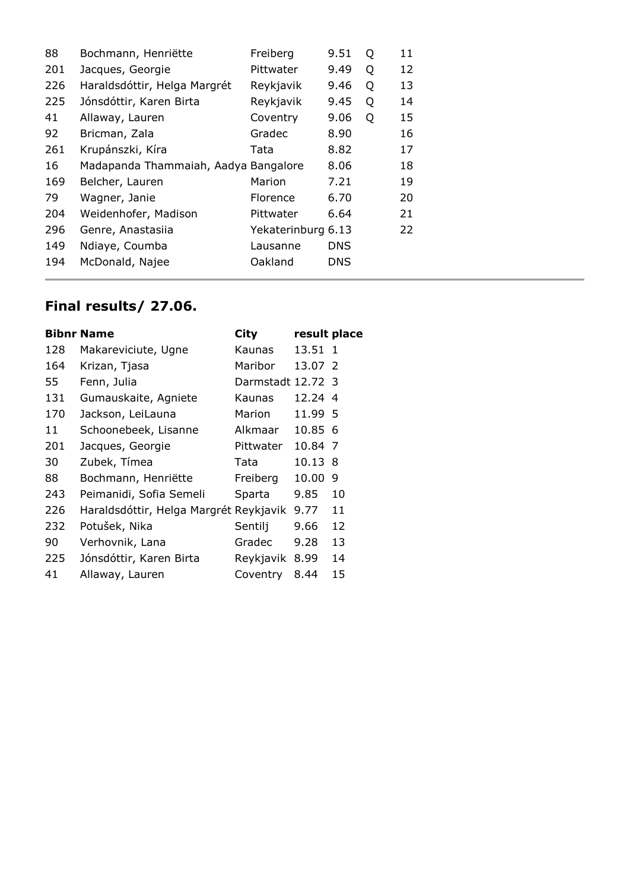| | | | | | |
|---|---|---|---|---|---|
| 88 | Bochmann, Henriëtte | Freiberg | 9.51 | Q | 11 |
| 201 | Jacques, Georgie | Pittwater | 9.49 | Q | 12 |
| 226 | Haraldsdóttir, Helga Margrét | Reykjavik | 9.46 | Q | 13 |
| 225 | Jónsdóttir, Karen Birta | Reykjavik | 9.45 | Q | 14 |
| 41 | Allaway, Lauren | Coventry | 9.06 | Q | 15 |
| 92 | Bricman, Zala | Gradec | 8.90 | | 16 |
| 261 | Krupánszki, Kíra | Tata | 8.82 | | 17 |
| 16 | Madapanda Thammaiah, Aadya | Bangalore | 8.06 | | 18 |
| 169 | Belcher, Lauren | Marion | 7.21 | | 19 |
| 79 | Wagner, Janie | Florence | 6.70 | | 20 |
| 204 | Weidenhofer, Madison | Pittwater | 6.64 | | 21 |
| 296 | Genre, Anastasiia | Yekaterinburg | 6.13 | | 22 |
| 149 | Ndiaye, Coumba | Lausanne | DNS | | |
| 194 | McDonald, Najee | Oakland | DNS | | |

## Final results/ 27.06.

| Bibnr | Name | City | result | place |
|---|---|---|---|---|
| 128 | Makareviciute, Ugne | Kaunas | 13.51 | 1 |
| 164 | Krizan, Tjasa | Maribor | 13.07 | 2 |
| 55 | Fenn, Julia | Darmstadt | 12.72 | 3 |
| 131 | Gumauskaite, Agniete | Kaunas | 12.24 | 4 |
| 170 | Jackson, LeiLauna | Marion | 11.99 | 5 |
| 11 | Schoonebeek, Lisanne | Alkmaar | 10.85 | 6 |
| 201 | Jacques, Georgie | Pittwater | 10.84 | 7 |
| 30 | Zubek, Tímea | Tata | 10.13 | 8 |
| 88 | Bochmann, Henriëtte | Freiberg | 10.00 | 9 |
| 243 | Peimanidi, Sofia Semeli | Sparta | 9.85 | 10 |
| 226 | Haraldsdóttir, Helga Margrét | Reykjavik | 9.77 | 11 |
| 232 | Potušek, Nika | Sentilj | 9.66 | 12 |
| 90 | Verhovnik, Lana | Gradec | 9.28 | 13 |
| 225 | Jónsdóttir, Karen Birta | Reykjavik | 8.99 | 14 |
| 41 | Allaway, Lauren | Coventry | 8.44 | 15 |